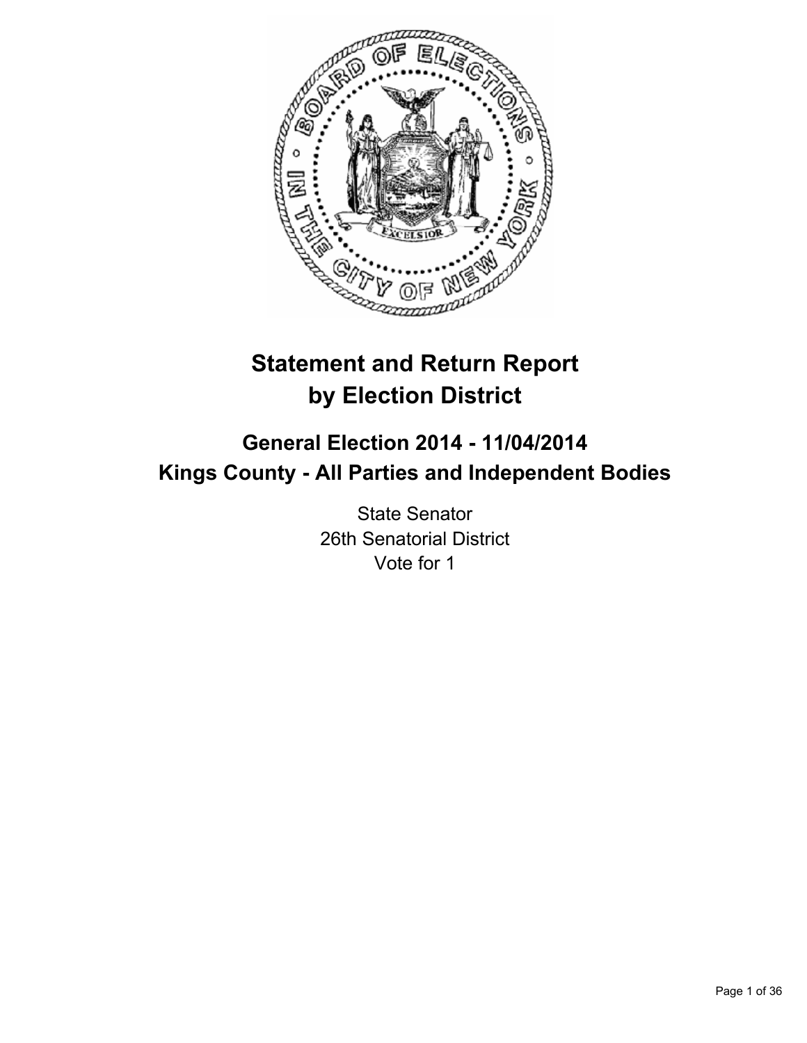# Statement and Return Report by Election District

## General Election 2014 - 11/04/2014
## Kings County - All Parties and Independent Bodies

State Senator
26th Senatorial District
Vote for 1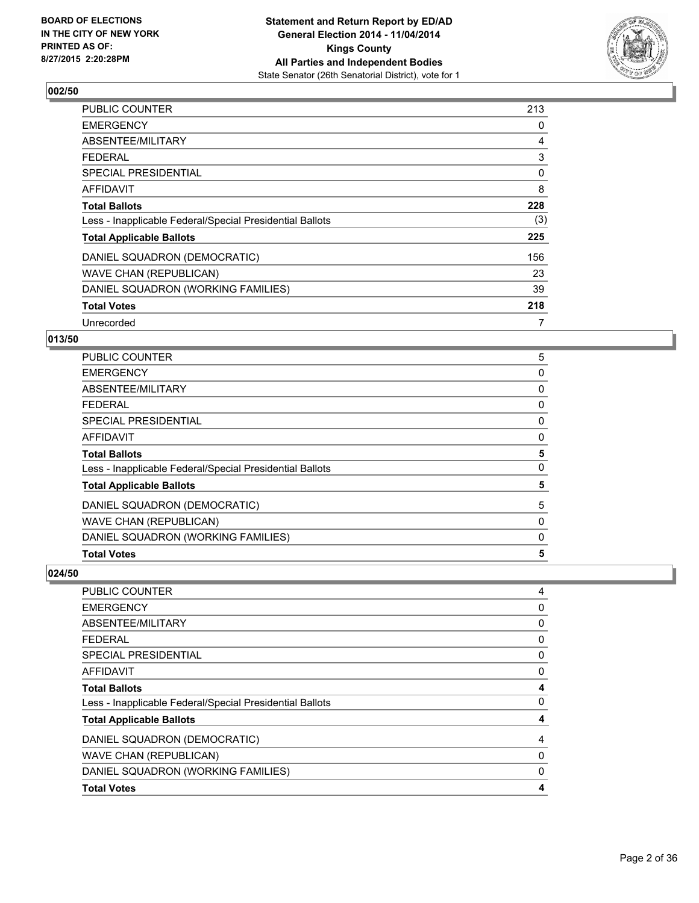### 002/50

| | |
|---|---|
| PUBLIC COUNTER | 213 |
| EMERGENCY | 0 |
| ABSENTEE/MILITARY | 4 |
| FEDERAL | 3 |
| SPECIAL PRESIDENTIAL | 0 |
| AFFIDAVIT | 8 |
| **Total Ballots** | **228** |
| Less - Inapplicable Federal/Special Presidential Ballots | (3) |
| **Total Applicable Ballots** | **225** |
| DANIEL SQUADRON (DEMOCRATIC) | 156 |
| WAVE CHAN (REPUBLICAN) | 23 |
| DANIEL SQUADRON (WORKING FAMILIES) | 39 |
| **Total Votes** | **218** |
| Unrecorded | 7 |

### 013/50

| | |
|---|---|
| PUBLIC COUNTER | 5 |
| EMERGENCY | 0 |
| ABSENTEE/MILITARY | 0 |
| FEDERAL | 0 |
| SPECIAL PRESIDENTIAL | 0 |
| AFFIDAVIT | 0 |
| **Total Ballots** | **5** |
| Less - Inapplicable Federal/Special Presidential Ballots | 0 |
| **Total Applicable Ballots** | **5** |
| DANIEL SQUADRON (DEMOCRATIC) | 5 |
| WAVE CHAN (REPUBLICAN) | 0 |
| DANIEL SQUADRON (WORKING FAMILIES) | 0 |
| **Total Votes** | **5** |

### 024/50

| | |
|---|---|
| PUBLIC COUNTER | 4 |
| EMERGENCY | 0 |
| ABSENTEE/MILITARY | 0 |
| FEDERAL | 0 |
| SPECIAL PRESIDENTIAL | 0 |
| AFFIDAVIT | 0 |
| **Total Ballots** | **4** |
| Less - Inapplicable Federal/Special Presidential Ballots | 0 |
| **Total Applicable Ballots** | **4** |
| DANIEL SQUADRON (DEMOCRATIC) | 4 |
| WAVE CHAN (REPUBLICAN) | 0 |
| DANIEL SQUADRON (WORKING FAMILIES) | 0 |
| **Total Votes** | **4** |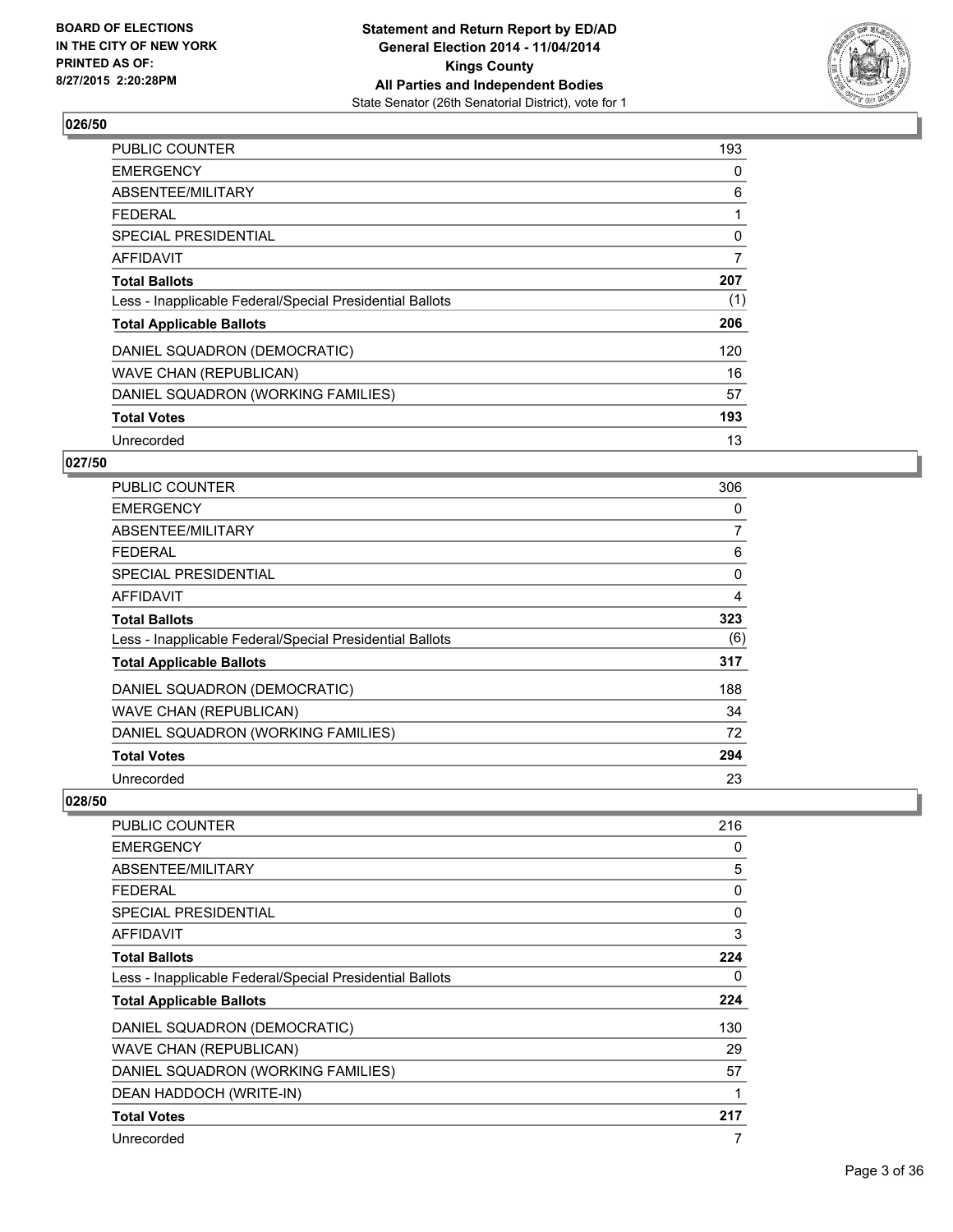**BOARD OF ELECTIONS IN THE CITY OF NEW YORK PRINTED AS OF: 8/27/2015 2:20:28PM**

**Statement and Return Report by ED/AD General Election 2014 - 11/04/2014 Kings County All Parties and Independent Bodies**
State Senator (26th Senatorial District), vote for 1

### 026/50

| | |
|---|---|
| PUBLIC COUNTER | 193 |
| EMERGENCY | 0 |
| ABSENTEE/MILITARY | 6 |
| FEDERAL | 1 |
| SPECIAL PRESIDENTIAL | 0 |
| AFFIDAVIT | 7 |
| **Total Ballots** | **207** |
| Less - Inapplicable Federal/Special Presidential Ballots | (1) |
| **Total Applicable Ballots** | **206** |
| DANIEL SQUADRON (DEMOCRATIC) | 120 |
| WAVE CHAN (REPUBLICAN) | 16 |
| DANIEL SQUADRON (WORKING FAMILIES) | 57 |
| **Total Votes** | **193** |
| Unrecorded | 13 |

### 027/50

| | |
|---|---|
| PUBLIC COUNTER | 306 |
| EMERGENCY | 0 |
| ABSENTEE/MILITARY | 7 |
| FEDERAL | 6 |
| SPECIAL PRESIDENTIAL | 0 |
| AFFIDAVIT | 4 |
| **Total Ballots** | **323** |
| Less - Inapplicable Federal/Special Presidential Ballots | (6) |
| **Total Applicable Ballots** | **317** |
| DANIEL SQUADRON (DEMOCRATIC) | 188 |
| WAVE CHAN (REPUBLICAN) | 34 |
| DANIEL SQUADRON (WORKING FAMILIES) | 72 |
| **Total Votes** | **294** |
| Unrecorded | 23 |

### 028/50

| | |
|---|---|
| PUBLIC COUNTER | 216 |
| EMERGENCY | 0 |
| ABSENTEE/MILITARY | 5 |
| FEDERAL | 0 |
| SPECIAL PRESIDENTIAL | 0 |
| AFFIDAVIT | 3 |
| **Total Ballots** | **224** |
| Less - Inapplicable Federal/Special Presidential Ballots | 0 |
| **Total Applicable Ballots** | **224** |
| DANIEL SQUADRON (DEMOCRATIC) | 130 |
| WAVE CHAN (REPUBLICAN) | 29 |
| DANIEL SQUADRON (WORKING FAMILIES) | 57 |
| DEAN HADDOCH (WRITE-IN) | 1 |
| **Total Votes** | **217** |
| Unrecorded | 7 |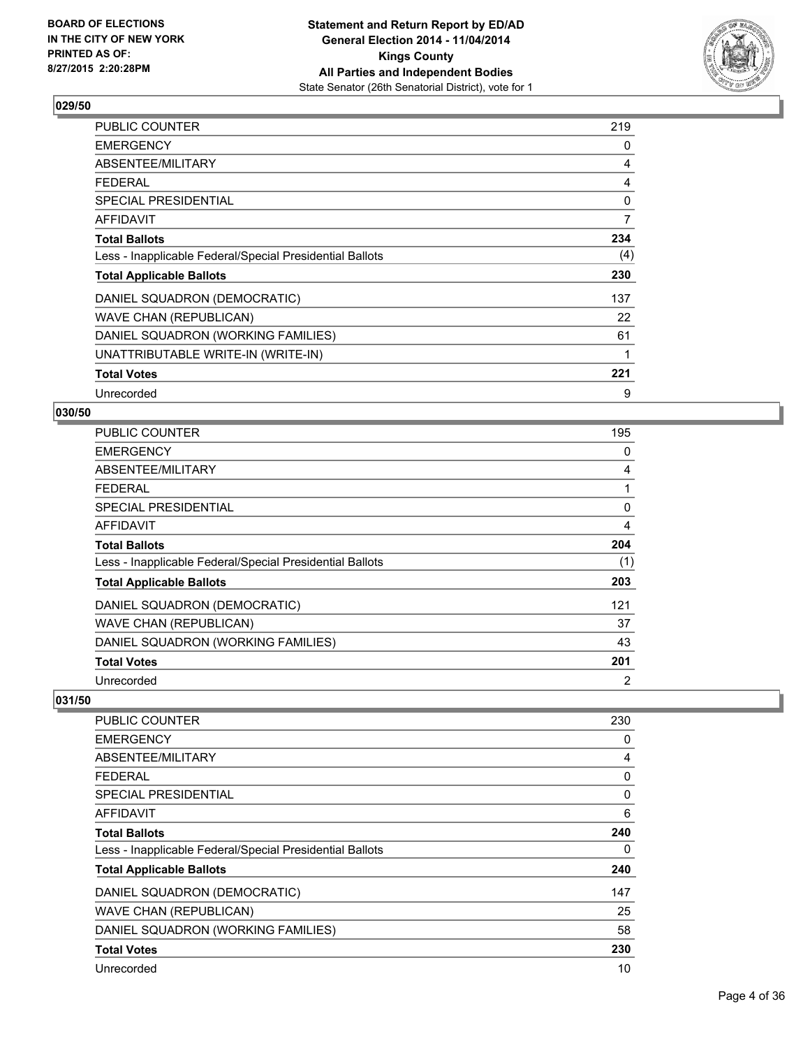## 029/50

| | |
|---|---|
| PUBLIC COUNTER | 219 |
| EMERGENCY | 0 |
| ABSENTEE/MILITARY | 4 |
| FEDERAL | 4 |
| SPECIAL PRESIDENTIAL | 0 |
| AFFIDAVIT | 7 |
| **Total Ballots** | **234** |
| Less - Inapplicable Federal/Special Presidential Ballots | (4) |
| **Total Applicable Ballots** | **230** |
| DANIEL SQUADRON (DEMOCRATIC) | 137 |
| WAVE CHAN (REPUBLICAN) | 22 |
| DANIEL SQUADRON (WORKING FAMILIES) | 61 |
| UNATTRIBUTABLE WRITE-IN (WRITE-IN) | 1 |
| **Total Votes** | **221** |
| Unrecorded | 9 |

## 030/50

| | |
|---|---|
| PUBLIC COUNTER | 195 |
| EMERGENCY | 0 |
| ABSENTEE/MILITARY | 4 |
| FEDERAL | 1 |
| SPECIAL PRESIDENTIAL | 0 |
| AFFIDAVIT | 4 |
| **Total Ballots** | **204** |
| Less - Inapplicable Federal/Special Presidential Ballots | (1) |
| **Total Applicable Ballots** | **203** |
| DANIEL SQUADRON (DEMOCRATIC) | 121 |
| WAVE CHAN (REPUBLICAN) | 37 |
| DANIEL SQUADRON (WORKING FAMILIES) | 43 |
| **Total Votes** | **201** |
| Unrecorded | 2 |

## 031/50

| | |
|---|---|
| PUBLIC COUNTER | 230 |
| EMERGENCY | 0 |
| ABSENTEE/MILITARY | 4 |
| FEDERAL | 0 |
| SPECIAL PRESIDENTIAL | 0 |
| AFFIDAVIT | 6 |
| **Total Ballots** | **240** |
| Less - Inapplicable Federal/Special Presidential Ballots | 0 |
| **Total Applicable Ballots** | **240** |
| DANIEL SQUADRON (DEMOCRATIC) | 147 |
| WAVE CHAN (REPUBLICAN) | 25 |
| DANIEL SQUADRON (WORKING FAMILIES) | 58 |
| **Total Votes** | **230** |
| Unrecorded | 10 |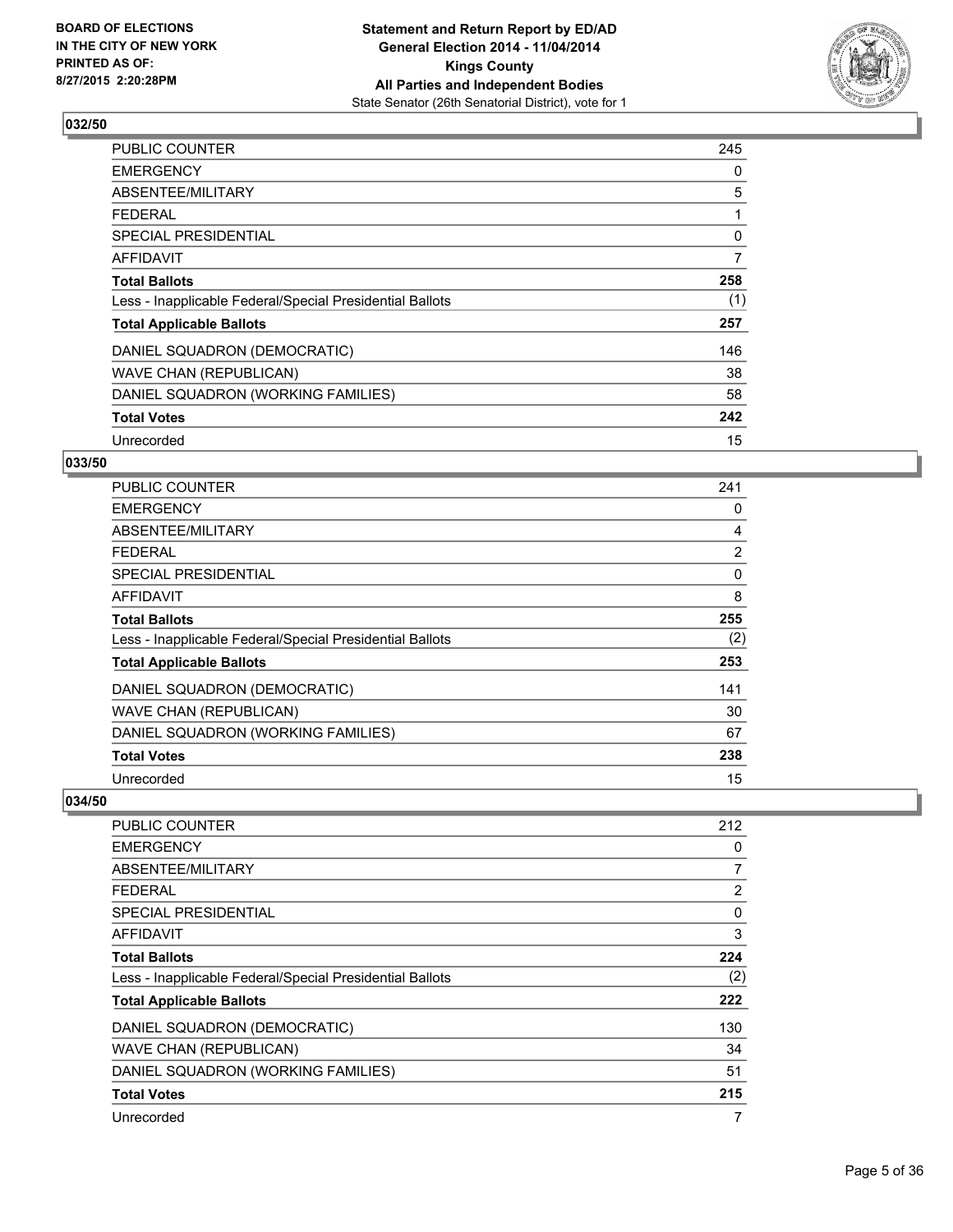**BOARD OF ELECTIONS IN THE CITY OF NEW YORK PRINTED AS OF: 8/27/2015 2:20:28PM**

**Statement and Return Report by ED/AD General Election 2014 - 11/04/2014 Kings County All Parties and Independent Bodies**
State Senator (26th Senatorial District), vote for 1

### 032/50

| | |
|---|---|
| PUBLIC COUNTER | 245 |
| EMERGENCY | 0 |
| ABSENTEE/MILITARY | 5 |
| FEDERAL | 1 |
| SPECIAL PRESIDENTIAL | 0 |
| AFFIDAVIT | 7 |
| **Total Ballots** | **258** |
| Less - Inapplicable Federal/Special Presidential Ballots | (1) |
| **Total Applicable Ballots** | **257** |
| DANIEL SQUADRON (DEMOCRATIC) | 146 |
| WAVE CHAN (REPUBLICAN) | 38 |
| DANIEL SQUADRON (WORKING FAMILIES) | 58 |
| **Total Votes** | **242** |
| Unrecorded | 15 |

### 033/50

| | |
|---|---|
| PUBLIC COUNTER | 241 |
| EMERGENCY | 0 |
| ABSENTEE/MILITARY | 4 |
| FEDERAL | 2 |
| SPECIAL PRESIDENTIAL | 0 |
| AFFIDAVIT | 8 |
| **Total Ballots** | **255** |
| Less - Inapplicable Federal/Special Presidential Ballots | (2) |
| **Total Applicable Ballots** | **253** |
| DANIEL SQUADRON (DEMOCRATIC) | 141 |
| WAVE CHAN (REPUBLICAN) | 30 |
| DANIEL SQUADRON (WORKING FAMILIES) | 67 |
| **Total Votes** | **238** |
| Unrecorded | 15 |

### 034/50

| | |
|---|---|
| PUBLIC COUNTER | 212 |
| EMERGENCY | 0 |
| ABSENTEE/MILITARY | 7 |
| FEDERAL | 2 |
| SPECIAL PRESIDENTIAL | 0 |
| AFFIDAVIT | 3 |
| **Total Ballots** | **224** |
| Less - Inapplicable Federal/Special Presidential Ballots | (2) |
| **Total Applicable Ballots** | **222** |
| DANIEL SQUADRON (DEMOCRATIC) | 130 |
| WAVE CHAN (REPUBLICAN) | 34 |
| DANIEL SQUADRON (WORKING FAMILIES) | 51 |
| **Total Votes** | **215** |
| Unrecorded | 7 |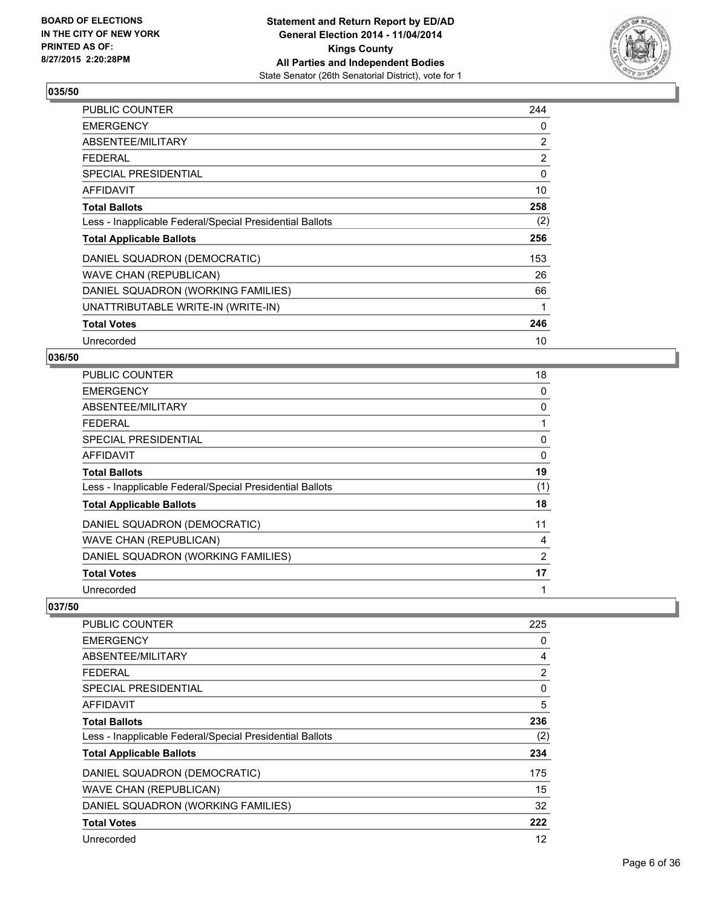### 035/50

| | |
|---|---|
| PUBLIC COUNTER | 244 |
| EMERGENCY | 0 |
| ABSENTEE/MILITARY | 2 |
| FEDERAL | 2 |
| SPECIAL PRESIDENTIAL | 0 |
| AFFIDAVIT | 10 |
| **Total Ballots** | **258** |
| Less - Inapplicable Federal/Special Presidential Ballots | (2) |
| **Total Applicable Ballots** | **256** |
| DANIEL SQUADRON (DEMOCRATIC) | 153 |
| WAVE CHAN (REPUBLICAN) | 26 |
| DANIEL SQUADRON (WORKING FAMILIES) | 66 |
| UNATTRIBUTABLE WRITE-IN (WRITE-IN) | 1 |
| **Total Votes** | **246** |
| Unrecorded | 10 |

### 036/50

| | |
|---|---|
| PUBLIC COUNTER | 18 |
| EMERGENCY | 0 |
| ABSENTEE/MILITARY | 0 |
| FEDERAL | 1 |
| SPECIAL PRESIDENTIAL | 0 |
| AFFIDAVIT | 0 |
| **Total Ballots** | **19** |
| Less - Inapplicable Federal/Special Presidential Ballots | (1) |
| **Total Applicable Ballots** | **18** |
| DANIEL SQUADRON (DEMOCRATIC) | 11 |
| WAVE CHAN (REPUBLICAN) | 4 |
| DANIEL SQUADRON (WORKING FAMILIES) | 2 |
| **Total Votes** | **17** |
| Unrecorded | 1 |

### 037/50

| | |
|---|---|
| PUBLIC COUNTER | 225 |
| EMERGENCY | 0 |
| ABSENTEE/MILITARY | 4 |
| FEDERAL | 2 |
| SPECIAL PRESIDENTIAL | 0 |
| AFFIDAVIT | 5 |
| **Total Ballots** | **236** |
| Less - Inapplicable Federal/Special Presidential Ballots | (2) |
| **Total Applicable Ballots** | **234** |
| DANIEL SQUADRON (DEMOCRATIC) | 175 |
| WAVE CHAN (REPUBLICAN) | 15 |
| DANIEL SQUADRON (WORKING FAMILIES) | 32 |
| **Total Votes** | **222** |
| Unrecorded | 12 |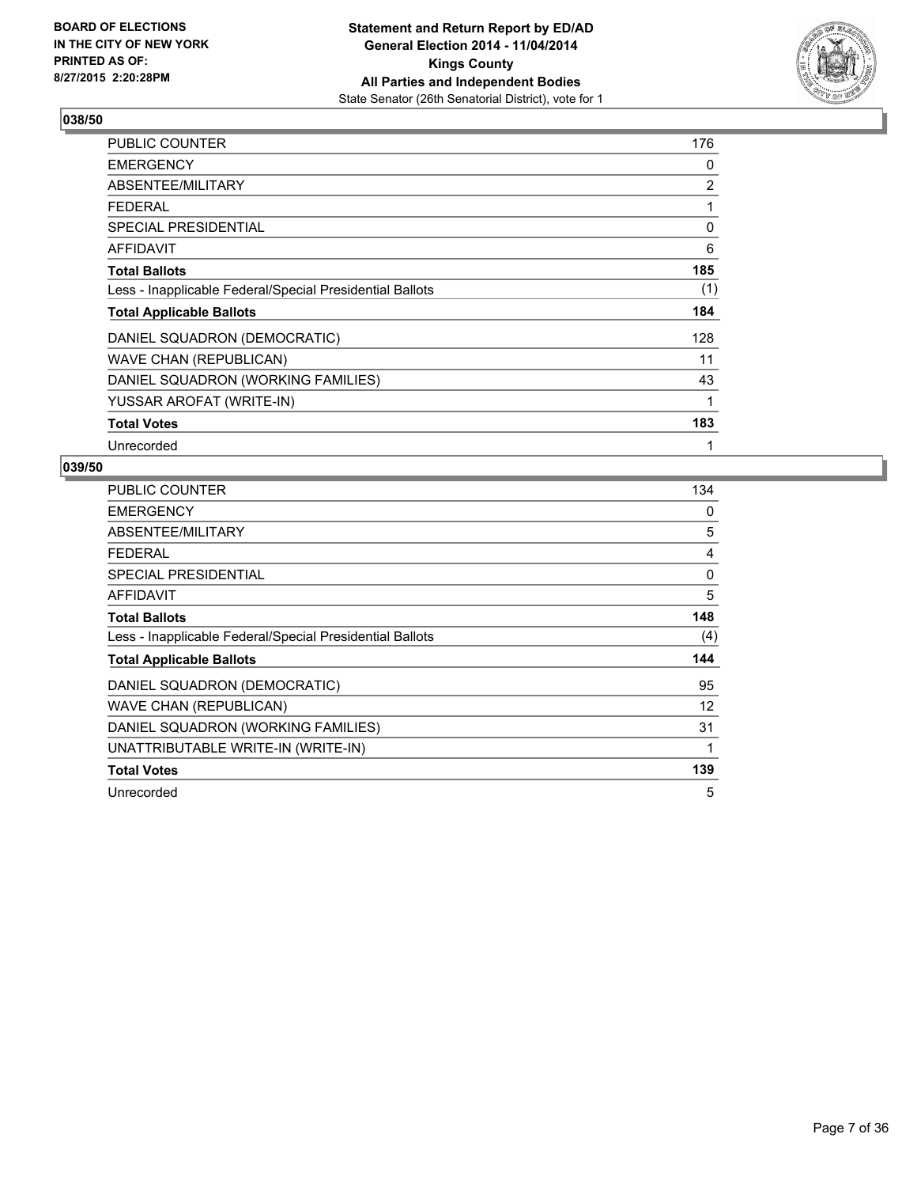BOARD OF ELECTIONS
IN THE CITY OF NEW YORK
PRINTED AS OF:
8/27/2015 2:20:28PM

**Statement and Return Report by ED/AD**
**General Election 2014 - 11/04/2014**
**Kings County**
**All Parties and Independent Bodies**
State Senator (26th Senatorial District), vote for 1

## 038/50

| | |
|---|---|
| PUBLIC COUNTER | 176 |
| EMERGENCY | 0 |
| ABSENTEE/MILITARY | 2 |
| FEDERAL | 1 |
| SPECIAL PRESIDENTIAL | 0 |
| AFFIDAVIT | 6 |
| **Total Ballots** | **185** |
| Less - Inapplicable Federal/Special Presidential Ballots | (1) |
| **Total Applicable Ballots** | **184** |
| DANIEL SQUADRON (DEMOCRATIC) | 128 |
| WAVE CHAN (REPUBLICAN) | 11 |
| DANIEL SQUADRON (WORKING FAMILIES) | 43 |
| YUSSAR AROFAT (WRITE-IN) | 1 |
| **Total Votes** | **183** |
| Unrecorded | 1 |

## 039/50

| | |
|---|---|
| PUBLIC COUNTER | 134 |
| EMERGENCY | 0 |
| ABSENTEE/MILITARY | 5 |
| FEDERAL | 4 |
| SPECIAL PRESIDENTIAL | 0 |
| AFFIDAVIT | 5 |
| **Total Ballots** | **148** |
| Less - Inapplicable Federal/Special Presidential Ballots | (4) |
| **Total Applicable Ballots** | **144** |
| DANIEL SQUADRON (DEMOCRATIC) | 95 |
| WAVE CHAN (REPUBLICAN) | 12 |
| DANIEL SQUADRON (WORKING FAMILIES) | 31 |
| UNATTRIBUTABLE WRITE-IN (WRITE-IN) | 1 |
| **Total Votes** | **139** |
| Unrecorded | 5 |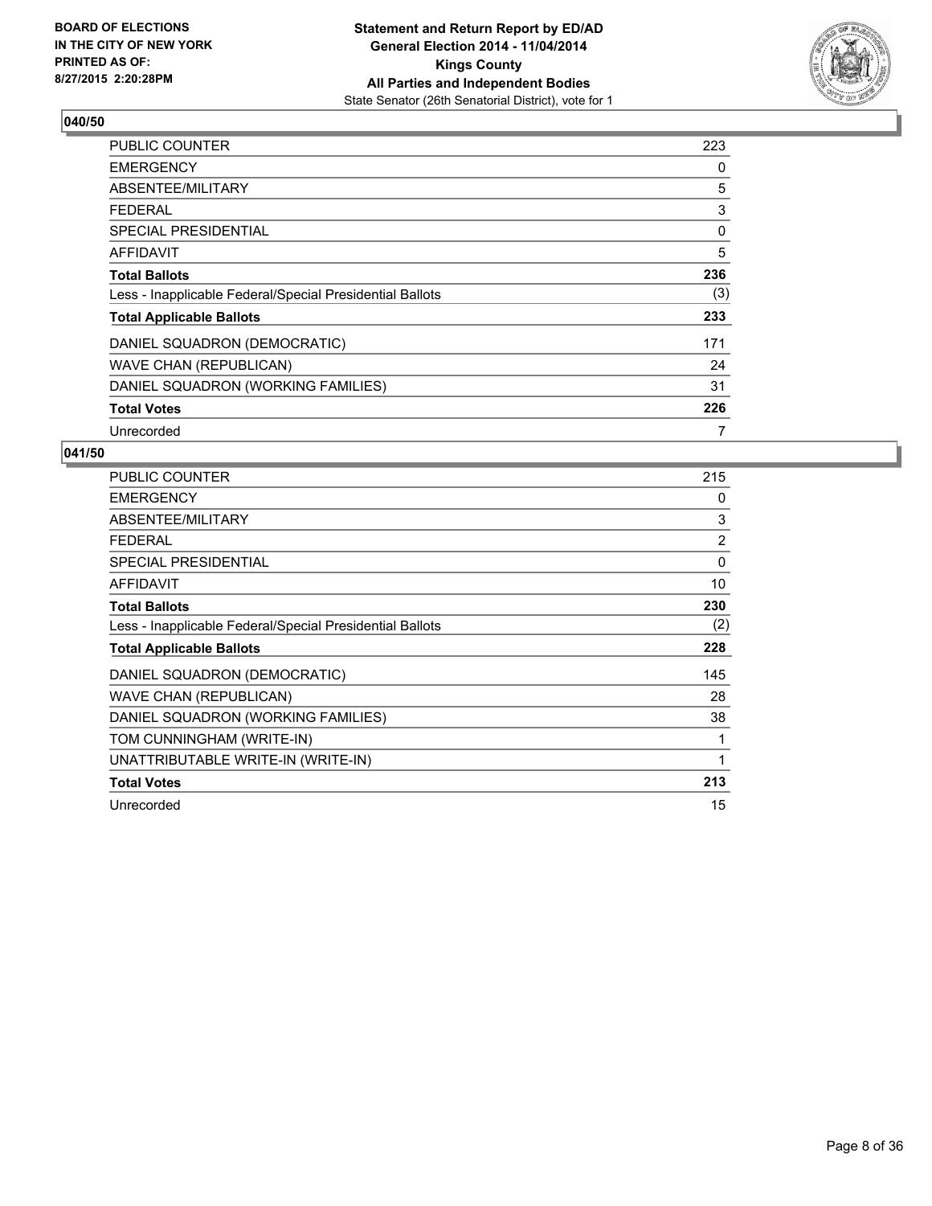**BOARD OF ELECTIONS IN THE CITY OF NEW YORK PRINTED AS OF: 8/27/2015 2:20:28PM**

**Statement and Return Report by ED/AD General Election 2014 - 11/04/2014 Kings County All Parties and Independent Bodies**
State Senator (26th Senatorial District), vote for 1

### 040/50

| | |
|---|---|
| PUBLIC COUNTER | 223 |
| EMERGENCY | 0 |
| ABSENTEE/MILITARY | 5 |
| FEDERAL | 3 |
| SPECIAL PRESIDENTIAL | 0 |
| AFFIDAVIT | 5 |
| **Total Ballots** | **236** |
| Less - Inapplicable Federal/Special Presidential Ballots | (3) |
| **Total Applicable Ballots** | **233** |
| DANIEL SQUADRON (DEMOCRATIC) | 171 |
| WAVE CHAN (REPUBLICAN) | 24 |
| DANIEL SQUADRON (WORKING FAMILIES) | 31 |
| **Total Votes** | **226** |
| Unrecorded | 7 |

### 041/50

| | |
|---|---|
| PUBLIC COUNTER | 215 |
| EMERGENCY | 0 |
| ABSENTEE/MILITARY | 3 |
| FEDERAL | 2 |
| SPECIAL PRESIDENTIAL | 0 |
| AFFIDAVIT | 10 |
| **Total Ballots** | **230** |
| Less - Inapplicable Federal/Special Presidential Ballots | (2) |
| **Total Applicable Ballots** | **228** |
| DANIEL SQUADRON (DEMOCRATIC) | 145 |
| WAVE CHAN (REPUBLICAN) | 28 |
| DANIEL SQUADRON (WORKING FAMILIES) | 38 |
| TOM CUNNINGHAM (WRITE-IN) | 1 |
| UNATTRIBUTABLE WRITE-IN (WRITE-IN) | 1 |
| **Total Votes** | **213** |
| Unrecorded | 15 |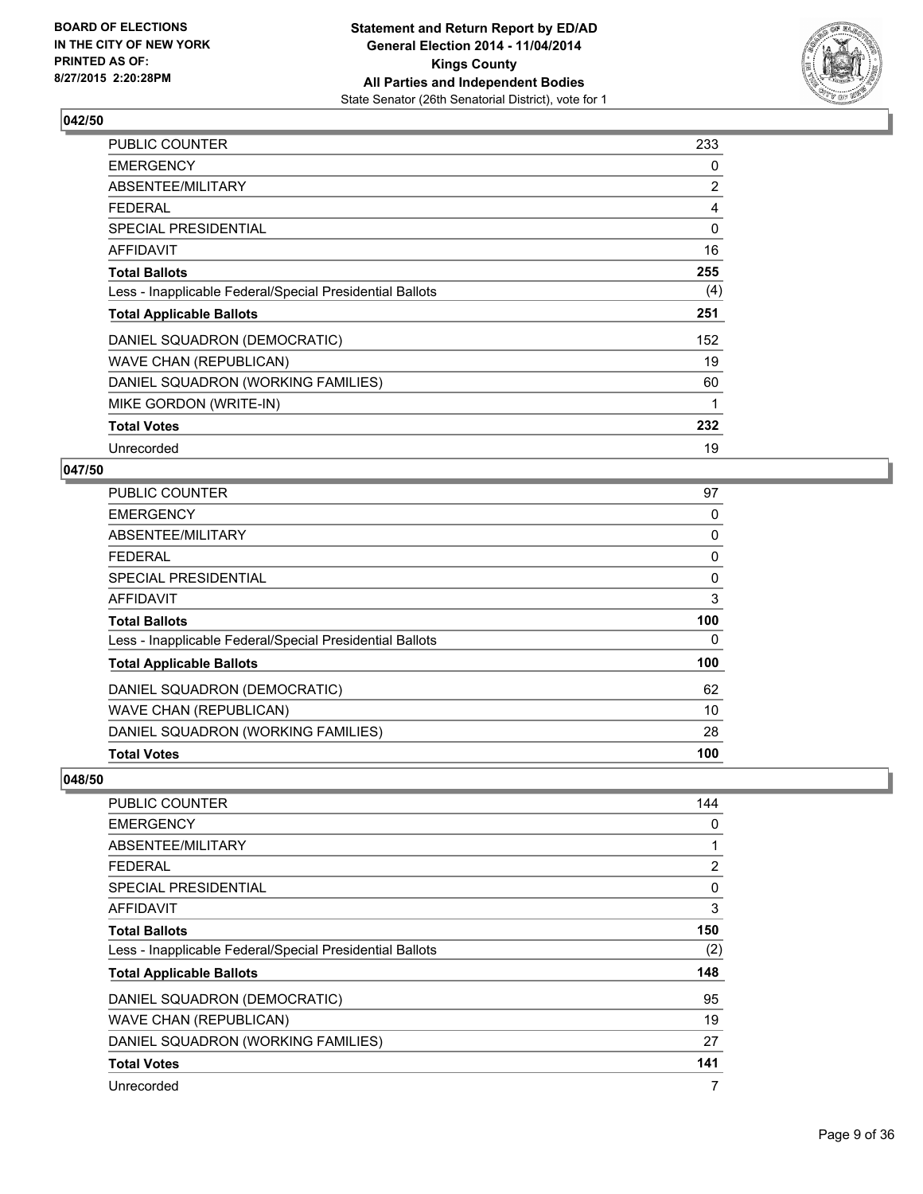**BOARD OF ELECTIONS IN THE CITY OF NEW YORK PRINTED AS OF: 8/27/2015 2:20:28PM**

**Statement and Return Report by ED/AD General Election 2014 - 11/04/2014 Kings County All Parties and Independent Bodies**
State Senator (26th Senatorial District), vote for 1

### 042/50

| | |
|---|---|
| PUBLIC COUNTER | 233 |
| EMERGENCY | 0 |
| ABSENTEE/MILITARY | 2 |
| FEDERAL | 4 |
| SPECIAL PRESIDENTIAL | 0 |
| AFFIDAVIT | 16 |
| **Total Ballots** | **255** |
| Less - Inapplicable Federal/Special Presidential Ballots | (4) |
| **Total Applicable Ballots** | **251** |
| DANIEL SQUADRON (DEMOCRATIC) | 152 |
| WAVE CHAN (REPUBLICAN) | 19 |
| DANIEL SQUADRON (WORKING FAMILIES) | 60 |
| MIKE GORDON (WRITE-IN) | 1 |
| **Total Votes** | **232** |
| Unrecorded | 19 |

### 047/50

| | |
|---|---|
| PUBLIC COUNTER | 97 |
| EMERGENCY | 0 |
| ABSENTEE/MILITARY | 0 |
| FEDERAL | 0 |
| SPECIAL PRESIDENTIAL | 0 |
| AFFIDAVIT | 3 |
| **Total Ballots** | **100** |
| Less - Inapplicable Federal/Special Presidential Ballots | 0 |
| **Total Applicable Ballots** | **100** |
| DANIEL SQUADRON (DEMOCRATIC) | 62 |
| WAVE CHAN (REPUBLICAN) | 10 |
| DANIEL SQUADRON (WORKING FAMILIES) | 28 |
| **Total Votes** | **100** |

### 048/50

| | |
|---|---|
| PUBLIC COUNTER | 144 |
| EMERGENCY | 0 |
| ABSENTEE/MILITARY | 1 |
| FEDERAL | 2 |
| SPECIAL PRESIDENTIAL | 0 |
| AFFIDAVIT | 3 |
| **Total Ballots** | **150** |
| Less - Inapplicable Federal/Special Presidential Ballots | (2) |
| **Total Applicable Ballots** | **148** |
| DANIEL SQUADRON (DEMOCRATIC) | 95 |
| WAVE CHAN (REPUBLICAN) | 19 |
| DANIEL SQUADRON (WORKING FAMILIES) | 27 |
| **Total Votes** | **141** |
| Unrecorded | 7 |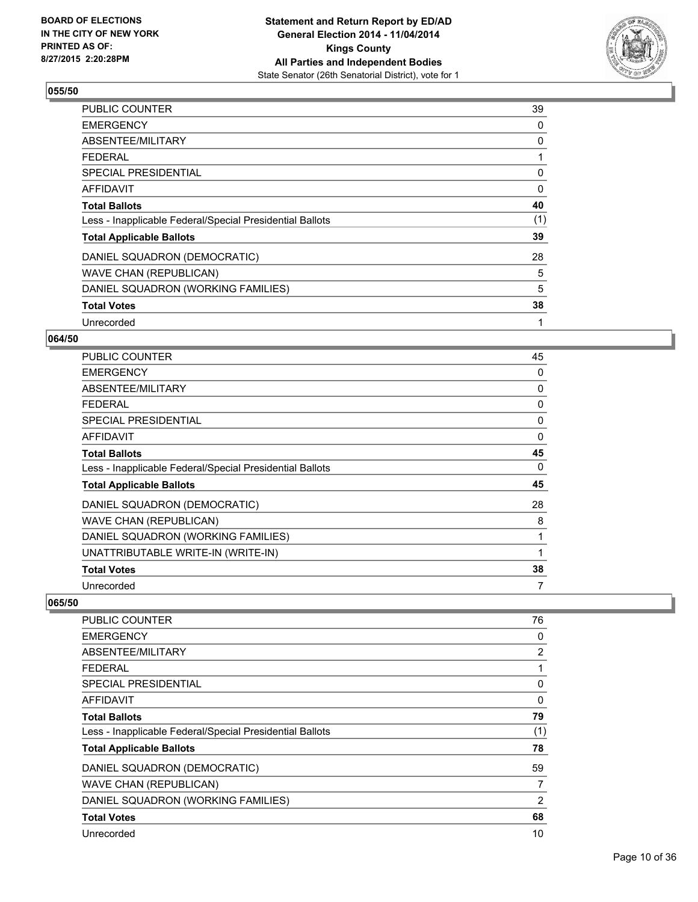**Statement and Return Report by ED/AD**
**General Election 2014 - 11/04/2014**
**Kings County**
**All Parties and Independent Bodies**
State Senator (26th Senatorial District), vote for 1

BOARD OF ELECTIONS IN THE CITY OF NEW YORK PRINTED AS OF: 8/27/2015 2:20:28PM

### 055/50

| | |
|---|---|
| PUBLIC COUNTER | 39 |
| EMERGENCY | 0 |
| ABSENTEE/MILITARY | 0 |
| FEDERAL | 1 |
| SPECIAL PRESIDENTIAL | 0 |
| AFFIDAVIT | 0 |
| **Total Ballots** | **40** |
| Less - Inapplicable Federal/Special Presidential Ballots | (1) |
| **Total Applicable Ballots** | **39** |
| DANIEL SQUADRON (DEMOCRATIC) | 28 |
| WAVE CHAN (REPUBLICAN) | 5 |
| DANIEL SQUADRON (WORKING FAMILIES) | 5 |
| **Total Votes** | **38** |
| Unrecorded | 1 |

### 064/50

| | |
|---|---|
| PUBLIC COUNTER | 45 |
| EMERGENCY | 0 |
| ABSENTEE/MILITARY | 0 |
| FEDERAL | 0 |
| SPECIAL PRESIDENTIAL | 0 |
| AFFIDAVIT | 0 |
| **Total Ballots** | **45** |
| Less - Inapplicable Federal/Special Presidential Ballots | 0 |
| **Total Applicable Ballots** | **45** |
| DANIEL SQUADRON (DEMOCRATIC) | 28 |
| WAVE CHAN (REPUBLICAN) | 8 |
| DANIEL SQUADRON (WORKING FAMILIES) | 1 |
| UNATTRIBUTABLE WRITE-IN (WRITE-IN) | 1 |
| **Total Votes** | **38** |
| Unrecorded | 7 |

### 065/50

| | |
|---|---|
| PUBLIC COUNTER | 76 |
| EMERGENCY | 0 |
| ABSENTEE/MILITARY | 2 |
| FEDERAL | 1 |
| SPECIAL PRESIDENTIAL | 0 |
| AFFIDAVIT | 0 |
| **Total Ballots** | **79** |
| Less - Inapplicable Federal/Special Presidential Ballots | (1) |
| **Total Applicable Ballots** | **78** |
| DANIEL SQUADRON (DEMOCRATIC) | 59 |
| WAVE CHAN (REPUBLICAN) | 7 |
| DANIEL SQUADRON (WORKING FAMILIES) | 2 |
| **Total Votes** | **68** |
| Unrecorded | 10 |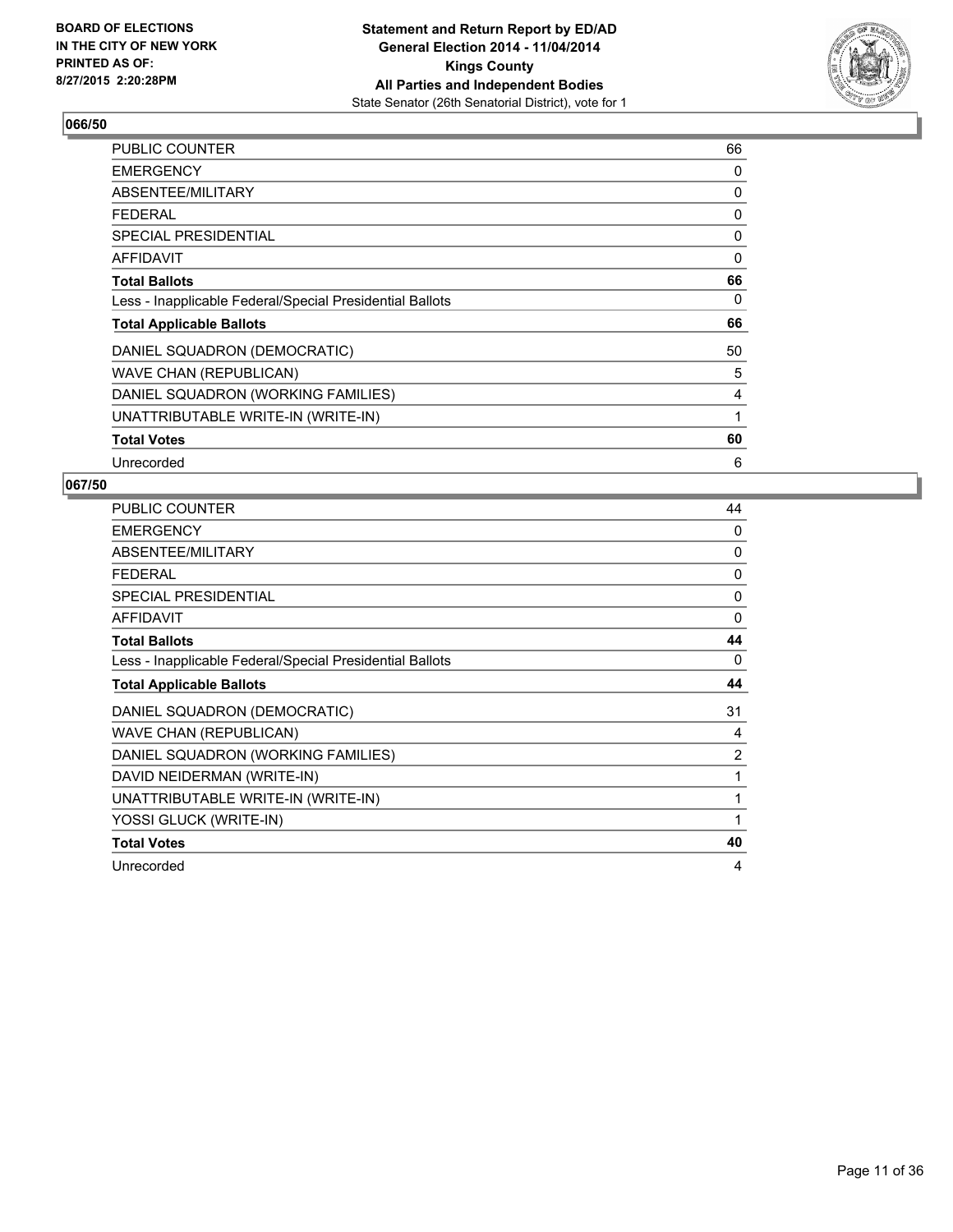**BOARD OF ELECTIONS IN THE CITY OF NEW YORK PRINTED AS OF: 8/27/2015 2:20:28PM**

**Statement and Return Report by ED/AD General Election 2014 - 11/04/2014 Kings County All Parties and Independent Bodies**
State Senator (26th Senatorial District), vote for 1

### 066/50

| | |
|---|---|
| PUBLIC COUNTER | 66 |
| EMERGENCY | 0 |
| ABSENTEE/MILITARY | 0 |
| FEDERAL | 0 |
| SPECIAL PRESIDENTIAL | 0 |
| AFFIDAVIT | 0 |
| **Total Ballots** | **66** |
| Less - Inapplicable Federal/Special Presidential Ballots | 0 |
| **Total Applicable Ballots** | **66** |
| DANIEL SQUADRON (DEMOCRATIC) | 50 |
| WAVE CHAN (REPUBLICAN) | 5 |
| DANIEL SQUADRON (WORKING FAMILIES) | 4 |
| UNATTRIBUTABLE WRITE-IN (WRITE-IN) | 1 |
| **Total Votes** | **60** |
| Unrecorded | 6 |

### 067/50

| | |
|---|---|
| PUBLIC COUNTER | 44 |
| EMERGENCY | 0 |
| ABSENTEE/MILITARY | 0 |
| FEDERAL | 0 |
| SPECIAL PRESIDENTIAL | 0 |
| AFFIDAVIT | 0 |
| **Total Ballots** | **44** |
| Less - Inapplicable Federal/Special Presidential Ballots | 0 |
| **Total Applicable Ballots** | **44** |
| DANIEL SQUADRON (DEMOCRATIC) | 31 |
| WAVE CHAN (REPUBLICAN) | 4 |
| DANIEL SQUADRON (WORKING FAMILIES) | 2 |
| DAVID NEIDERMAN (WRITE-IN) | 1 |
| UNATTRIBUTABLE WRITE-IN (WRITE-IN) | 1 |
| YOSSI GLUCK (WRITE-IN) | 1 |
| **Total Votes** | **40** |
| Unrecorded | 4 |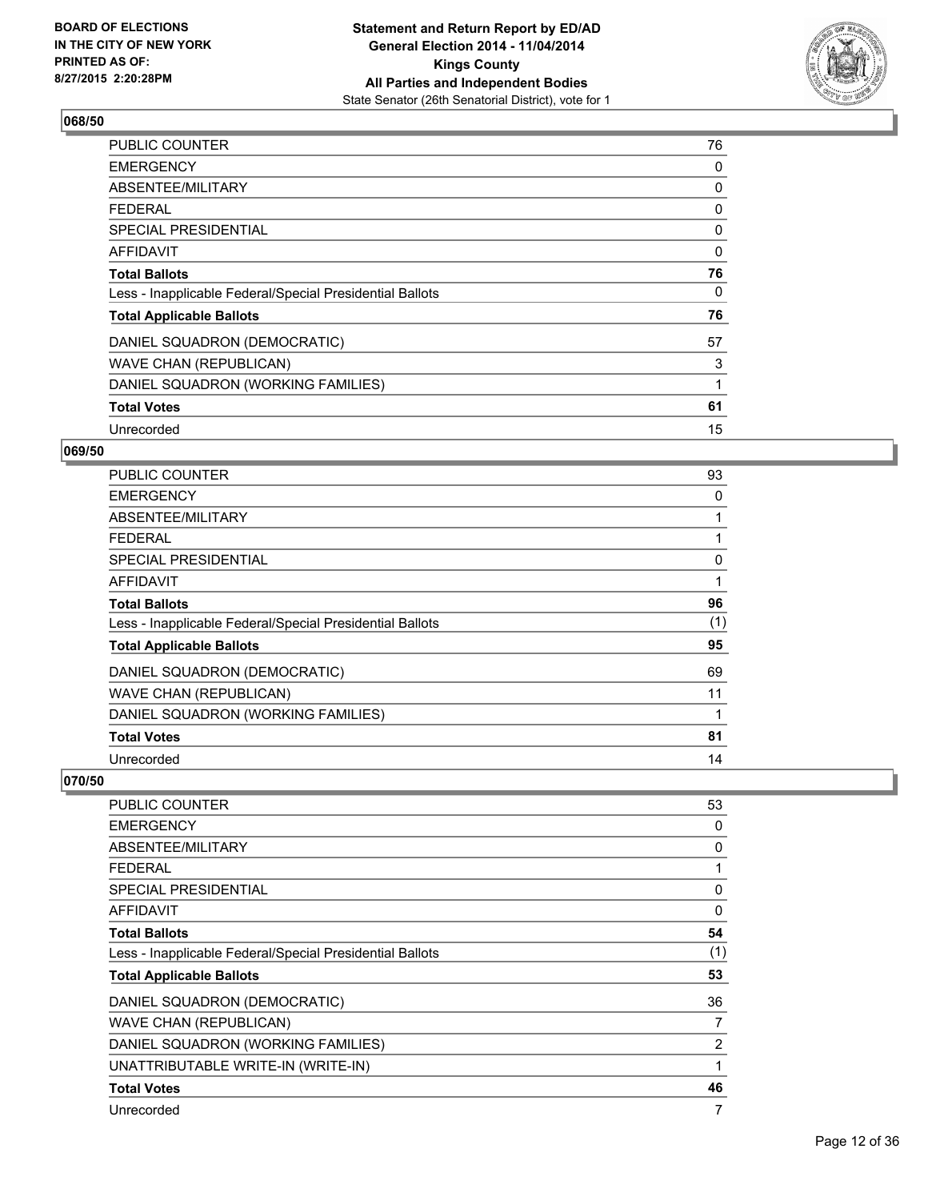### 068/50

| | |
|---|---|
| PUBLIC COUNTER | 76 |
| EMERGENCY | 0 |
| ABSENTEE/MILITARY | 0 |
| FEDERAL | 0 |
| SPECIAL PRESIDENTIAL | 0 |
| AFFIDAVIT | 0 |
| **Total Ballots** | **76** |
| Less - Inapplicable Federal/Special Presidential Ballots | 0 |
| **Total Applicable Ballots** | **76** |
| DANIEL SQUADRON (DEMOCRATIC) | 57 |
| WAVE CHAN (REPUBLICAN) | 3 |
| DANIEL SQUADRON (WORKING FAMILIES) | 1 |
| **Total Votes** | **61** |
| Unrecorded | 15 |

### 069/50

| | |
|---|---|
| PUBLIC COUNTER | 93 |
| EMERGENCY | 0 |
| ABSENTEE/MILITARY | 1 |
| FEDERAL | 1 |
| SPECIAL PRESIDENTIAL | 0 |
| AFFIDAVIT | 1 |
| **Total Ballots** | **96** |
| Less - Inapplicable Federal/Special Presidential Ballots | (1) |
| **Total Applicable Ballots** | **95** |
| DANIEL SQUADRON (DEMOCRATIC) | 69 |
| WAVE CHAN (REPUBLICAN) | 11 |
| DANIEL SQUADRON (WORKING FAMILIES) | 1 |
| **Total Votes** | **81** |
| Unrecorded | 14 |

### 070/50

| | |
|---|---|
| PUBLIC COUNTER | 53 |
| EMERGENCY | 0 |
| ABSENTEE/MILITARY | 0 |
| FEDERAL | 1 |
| SPECIAL PRESIDENTIAL | 0 |
| AFFIDAVIT | 0 |
| **Total Ballots** | **54** |
| Less - Inapplicable Federal/Special Presidential Ballots | (1) |
| **Total Applicable Ballots** | **53** |
| DANIEL SQUADRON (DEMOCRATIC) | 36 |
| WAVE CHAN (REPUBLICAN) | 7 |
| DANIEL SQUADRON (WORKING FAMILIES) | 2 |
| UNATTRIBUTABLE WRITE-IN (WRITE-IN) | 1 |
| **Total Votes** | **46** |
| Unrecorded | 7 |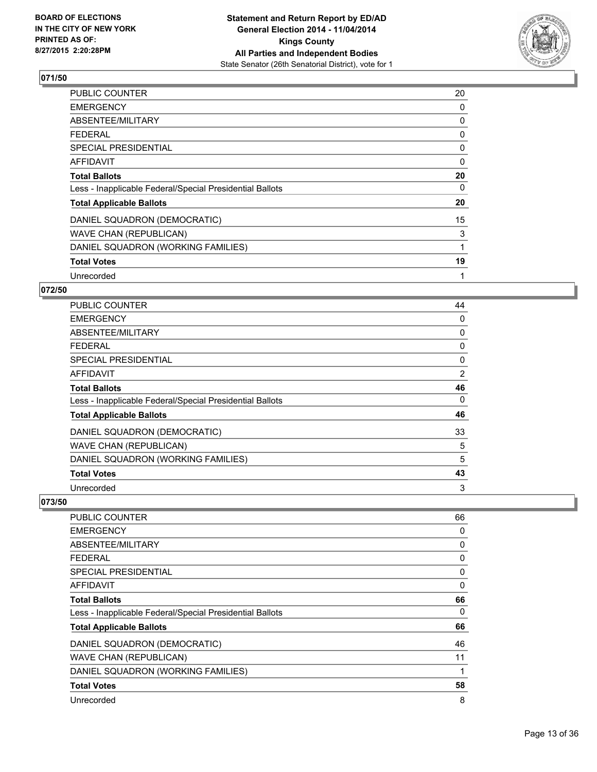## 071/50

| | |
|---|---|
| PUBLIC COUNTER | 20 |
| EMERGENCY | 0 |
| ABSENTEE/MILITARY | 0 |
| FEDERAL | 0 |
| SPECIAL PRESIDENTIAL | 0 |
| AFFIDAVIT | 0 |
| **Total Ballots** | **20** |
| Less - Inapplicable Federal/Special Presidential Ballots | 0 |
| **Total Applicable Ballots** | **20** |
| DANIEL SQUADRON (DEMOCRATIC) | 15 |
| WAVE CHAN (REPUBLICAN) | 3 |
| DANIEL SQUADRON (WORKING FAMILIES) | 1 |
| **Total Votes** | **19** |
| Unrecorded | 1 |

## 072/50

| | |
|---|---|
| PUBLIC COUNTER | 44 |
| EMERGENCY | 0 |
| ABSENTEE/MILITARY | 0 |
| FEDERAL | 0 |
| SPECIAL PRESIDENTIAL | 0 |
| AFFIDAVIT | 2 |
| **Total Ballots** | **46** |
| Less - Inapplicable Federal/Special Presidential Ballots | 0 |
| **Total Applicable Ballots** | **46** |
| DANIEL SQUADRON (DEMOCRATIC) | 33 |
| WAVE CHAN (REPUBLICAN) | 5 |
| DANIEL SQUADRON (WORKING FAMILIES) | 5 |
| **Total Votes** | **43** |
| Unrecorded | 3 |

## 073/50

| | |
|---|---|
| PUBLIC COUNTER | 66 |
| EMERGENCY | 0 |
| ABSENTEE/MILITARY | 0 |
| FEDERAL | 0 |
| SPECIAL PRESIDENTIAL | 0 |
| AFFIDAVIT | 0 |
| **Total Ballots** | **66** |
| Less - Inapplicable Federal/Special Presidential Ballots | 0 |
| **Total Applicable Ballots** | **66** |
| DANIEL SQUADRON (DEMOCRATIC) | 46 |
| WAVE CHAN (REPUBLICAN) | 11 |
| DANIEL SQUADRON (WORKING FAMILIES) | 1 |
| **Total Votes** | **58** |
| Unrecorded | 8 |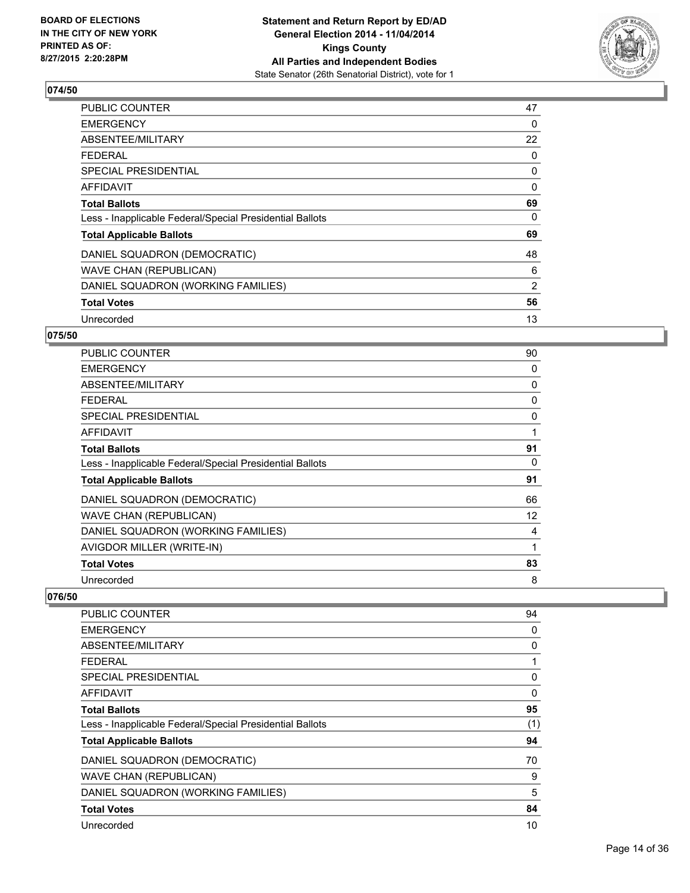## 074/50

| | |
|---|---|
| PUBLIC COUNTER | 47 |
| EMERGENCY | 0 |
| ABSENTEE/MILITARY | 22 |
| FEDERAL | 0 |
| SPECIAL PRESIDENTIAL | 0 |
| AFFIDAVIT | 0 |
| **Total Ballots** | **69** |
| Less - Inapplicable Federal/Special Presidential Ballots | 0 |
| **Total Applicable Ballots** | **69** |
| DANIEL SQUADRON (DEMOCRATIC) | 48 |
| WAVE CHAN (REPUBLICAN) | 6 |
| DANIEL SQUADRON (WORKING FAMILIES) | 2 |
| **Total Votes** | **56** |
| Unrecorded | 13 |

## 075/50

| | |
|---|---|
| PUBLIC COUNTER | 90 |
| EMERGENCY | 0 |
| ABSENTEE/MILITARY | 0 |
| FEDERAL | 0 |
| SPECIAL PRESIDENTIAL | 0 |
| AFFIDAVIT | 1 |
| **Total Ballots** | **91** |
| Less - Inapplicable Federal/Special Presidential Ballots | 0 |
| **Total Applicable Ballots** | **91** |
| DANIEL SQUADRON (DEMOCRATIC) | 66 |
| WAVE CHAN (REPUBLICAN) | 12 |
| DANIEL SQUADRON (WORKING FAMILIES) | 4 |
| AVIGDOR MILLER (WRITE-IN) | 1 |
| **Total Votes** | **83** |
| Unrecorded | 8 |

## 076/50

| | |
|---|---|
| PUBLIC COUNTER | 94 |
| EMERGENCY | 0 |
| ABSENTEE/MILITARY | 0 |
| FEDERAL | 1 |
| SPECIAL PRESIDENTIAL | 0 |
| AFFIDAVIT | 0 |
| **Total Ballots** | **95** |
| Less - Inapplicable Federal/Special Presidential Ballots | (1) |
| **Total Applicable Ballots** | **94** |
| DANIEL SQUADRON (DEMOCRATIC) | 70 |
| WAVE CHAN (REPUBLICAN) | 9 |
| DANIEL SQUADRON (WORKING FAMILIES) | 5 |
| **Total Votes** | **84** |
| Unrecorded | 10 |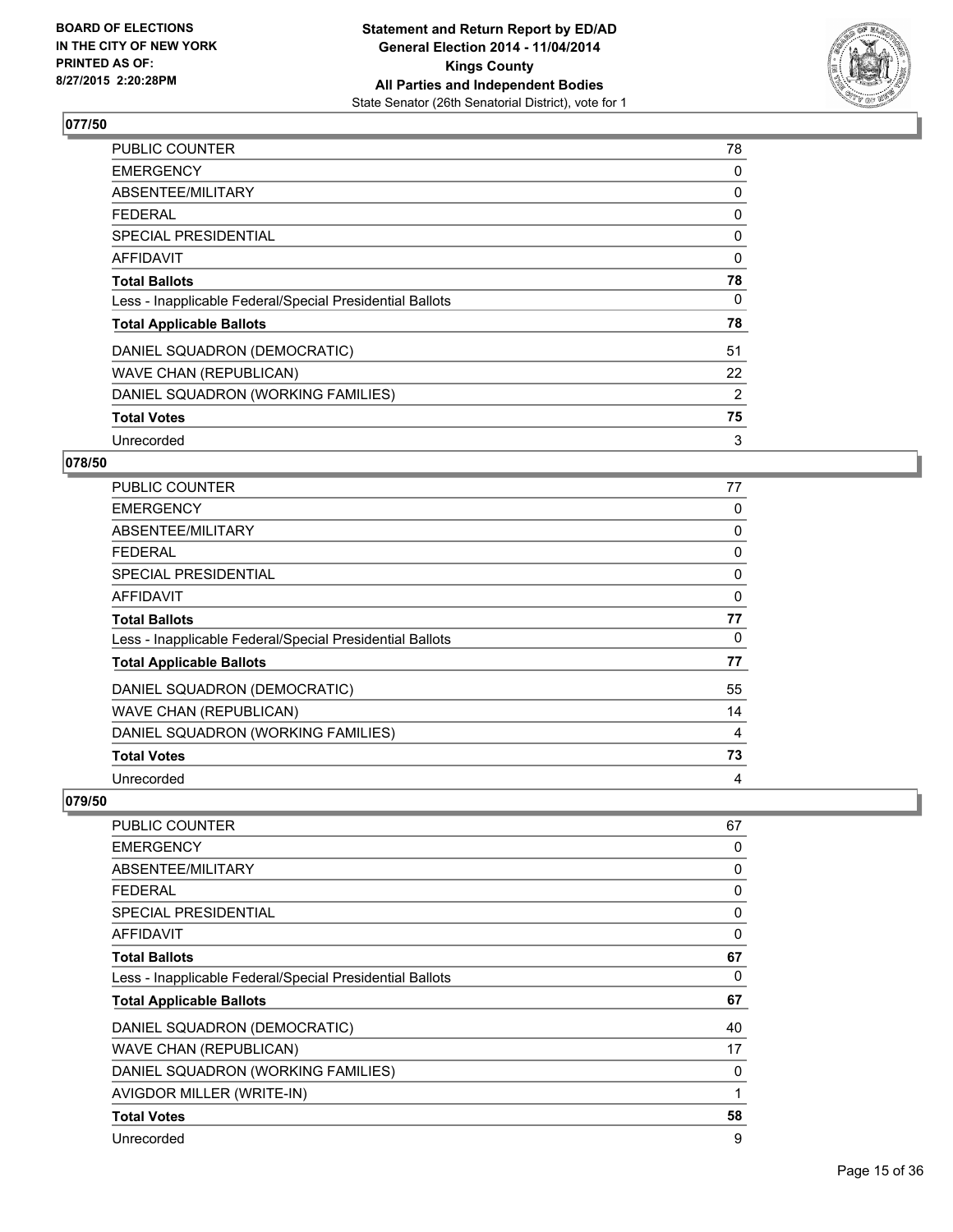## 077/50

| | |
|---|---|
| PUBLIC COUNTER | 78 |
| EMERGENCY | 0 |
| ABSENTEE/MILITARY | 0 |
| FEDERAL | 0 |
| SPECIAL PRESIDENTIAL | 0 |
| AFFIDAVIT | 0 |
| **Total Ballots** | **78** |
| Less - Inapplicable Federal/Special Presidential Ballots | 0 |
| **Total Applicable Ballots** | **78** |
| DANIEL SQUADRON (DEMOCRATIC) | 51 |
| WAVE CHAN (REPUBLICAN) | 22 |
| DANIEL SQUADRON (WORKING FAMILIES) | 2 |
| **Total Votes** | **75** |
| Unrecorded | 3 |

## 078/50

| | |
|---|---|
| PUBLIC COUNTER | 77 |
| EMERGENCY | 0 |
| ABSENTEE/MILITARY | 0 |
| FEDERAL | 0 |
| SPECIAL PRESIDENTIAL | 0 |
| AFFIDAVIT | 0 |
| **Total Ballots** | **77** |
| Less - Inapplicable Federal/Special Presidential Ballots | 0 |
| **Total Applicable Ballots** | **77** |
| DANIEL SQUADRON (DEMOCRATIC) | 55 |
| WAVE CHAN (REPUBLICAN) | 14 |
| DANIEL SQUADRON (WORKING FAMILIES) | 4 |
| **Total Votes** | **73** |
| Unrecorded | 4 |

## 079/50

| | |
|---|---|
| PUBLIC COUNTER | 67 |
| EMERGENCY | 0 |
| ABSENTEE/MILITARY | 0 |
| FEDERAL | 0 |
| SPECIAL PRESIDENTIAL | 0 |
| AFFIDAVIT | 0 |
| **Total Ballots** | **67** |
| Less - Inapplicable Federal/Special Presidential Ballots | 0 |
| **Total Applicable Ballots** | **67** |
| DANIEL SQUADRON (DEMOCRATIC) | 40 |
| WAVE CHAN (REPUBLICAN) | 17 |
| DANIEL SQUADRON (WORKING FAMILIES) | 0 |
| AVIGDOR MILLER (WRITE-IN) | 1 |
| **Total Votes** | **58** |
| Unrecorded | 9 |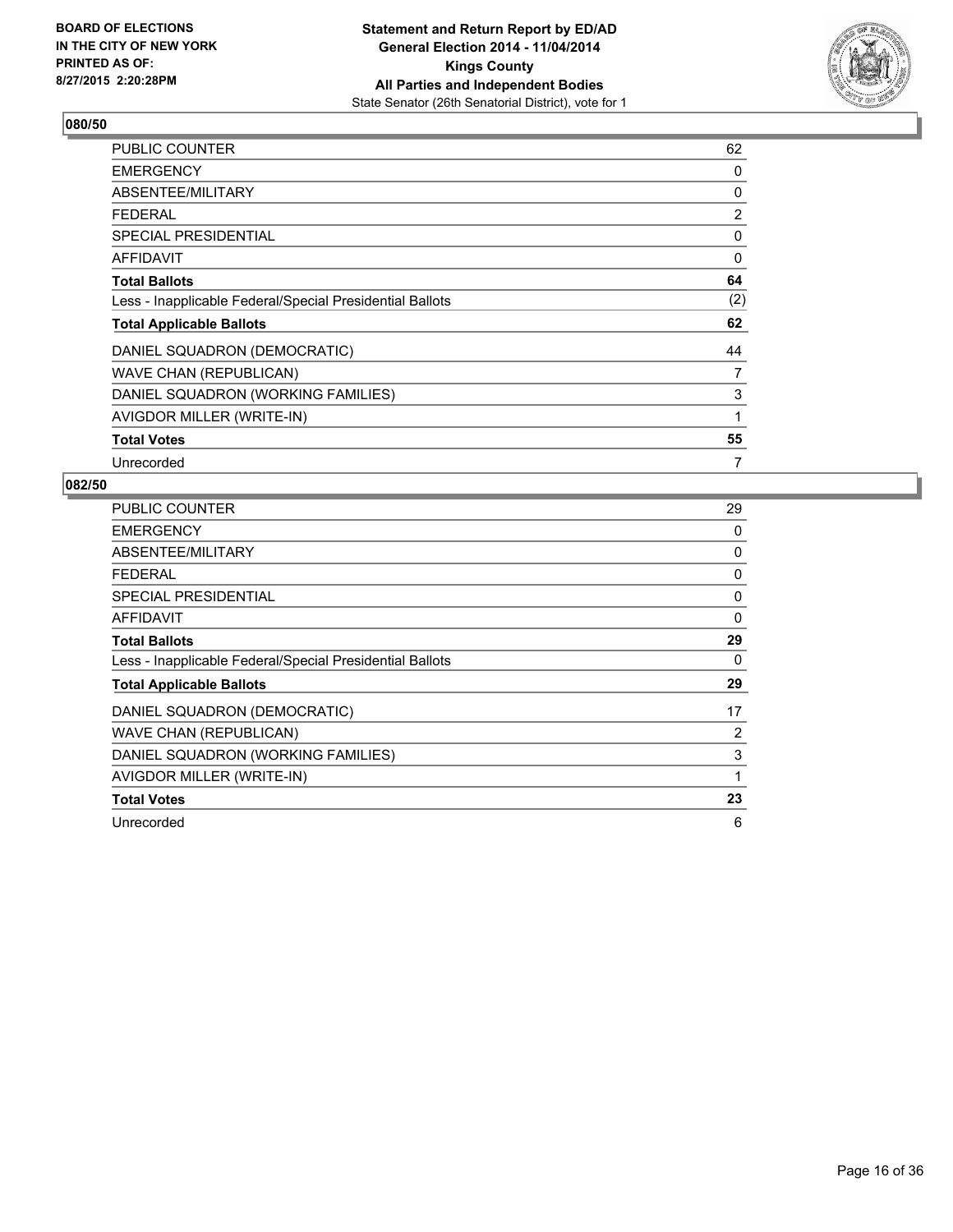**BOARD OF ELECTIONS**
**IN THE CITY OF NEW YORK**
**PRINTED AS OF:**
**8/27/2015 2:20:28PM**

**Statement and Return Report by ED/AD**
**General Election 2014 - 11/04/2014**
**Kings County**
**All Parties and Independent Bodies**
State Senator (26th Senatorial District), vote for 1

## 080/50

| | |
|---|---|
| PUBLIC COUNTER | 62 |
| EMERGENCY | 0 |
| ABSENTEE/MILITARY | 0 |
| FEDERAL | 2 |
| SPECIAL PRESIDENTIAL | 0 |
| AFFIDAVIT | 0 |
| **Total Ballots** | **64** |
| Less - Inapplicable Federal/Special Presidential Ballots | (2) |
| **Total Applicable Ballots** | **62** |
| DANIEL SQUADRON (DEMOCRATIC) | 44 |
| WAVE CHAN (REPUBLICAN) | 7 |
| DANIEL SQUADRON (WORKING FAMILIES) | 3 |
| AVIGDOR MILLER (WRITE-IN) | 1 |
| **Total Votes** | **55** |
| Unrecorded | 7 |

## 082/50

| | |
|---|---|
| PUBLIC COUNTER | 29 |
| EMERGENCY | 0 |
| ABSENTEE/MILITARY | 0 |
| FEDERAL | 0 |
| SPECIAL PRESIDENTIAL | 0 |
| AFFIDAVIT | 0 |
| **Total Ballots** | **29** |
| Less - Inapplicable Federal/Special Presidential Ballots | 0 |
| **Total Applicable Ballots** | **29** |
| DANIEL SQUADRON (DEMOCRATIC) | 17 |
| WAVE CHAN (REPUBLICAN) | 2 |
| DANIEL SQUADRON (WORKING FAMILIES) | 3 |
| AVIGDOR MILLER (WRITE-IN) | 1 |
| **Total Votes** | **23** |
| Unrecorded | 6 |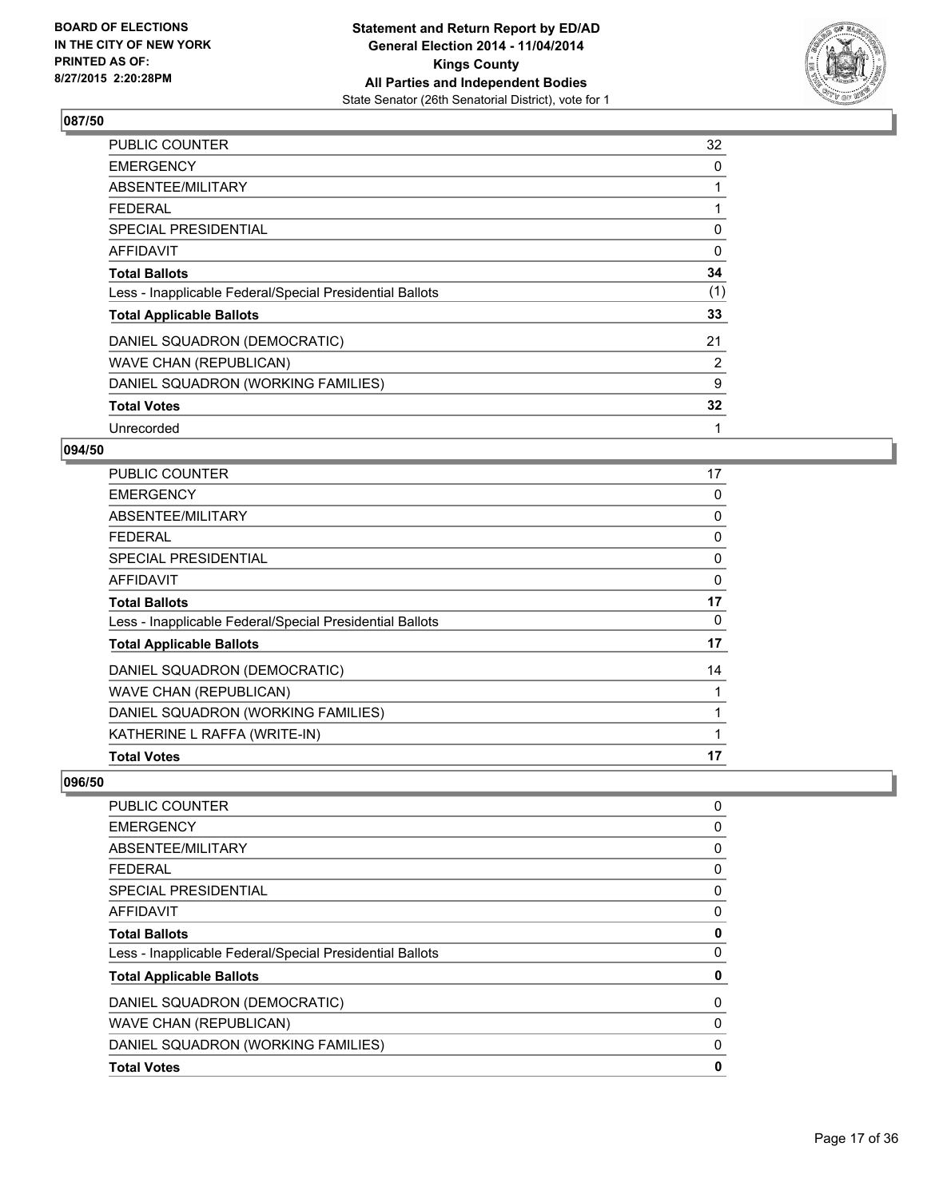## 087/50

| | |
|---|---|
| PUBLIC COUNTER | 32 |
| EMERGENCY | 0 |
| ABSENTEE/MILITARY | 1 |
| FEDERAL | 1 |
| SPECIAL PRESIDENTIAL | 0 |
| AFFIDAVIT | 0 |
| **Total Ballots** | **34** |
| Less - Inapplicable Federal/Special Presidential Ballots | (1) |
| **Total Applicable Ballots** | **33** |
| DANIEL SQUADRON (DEMOCRATIC) | 21 |
| WAVE CHAN (REPUBLICAN) | 2 |
| DANIEL SQUADRON (WORKING FAMILIES) | 9 |
| **Total Votes** | **32** |
| Unrecorded | 1 |

## 094/50

| | |
|---|---|
| PUBLIC COUNTER | 17 |
| EMERGENCY | 0 |
| ABSENTEE/MILITARY | 0 |
| FEDERAL | 0 |
| SPECIAL PRESIDENTIAL | 0 |
| AFFIDAVIT | 0 |
| **Total Ballots** | **17** |
| Less - Inapplicable Federal/Special Presidential Ballots | 0 |
| **Total Applicable Ballots** | **17** |
| DANIEL SQUADRON (DEMOCRATIC) | 14 |
| WAVE CHAN (REPUBLICAN) | 1 |
| DANIEL SQUADRON (WORKING FAMILIES) | 1 |
| KATHERINE L RAFFA (WRITE-IN) | 1 |
| **Total Votes** | **17** |

## 096/50

| | |
|---|---|
| PUBLIC COUNTER | 0 |
| EMERGENCY | 0 |
| ABSENTEE/MILITARY | 0 |
| FEDERAL | 0 |
| SPECIAL PRESIDENTIAL | 0 |
| AFFIDAVIT | 0 |
| **Total Ballots** | **0** |
| Less - Inapplicable Federal/Special Presidential Ballots | 0 |
| **Total Applicable Ballots** | **0** |
| DANIEL SQUADRON (DEMOCRATIC) | 0 |
| WAVE CHAN (REPUBLICAN) | 0 |
| DANIEL SQUADRON (WORKING FAMILIES) | 0 |
| **Total Votes** | **0** |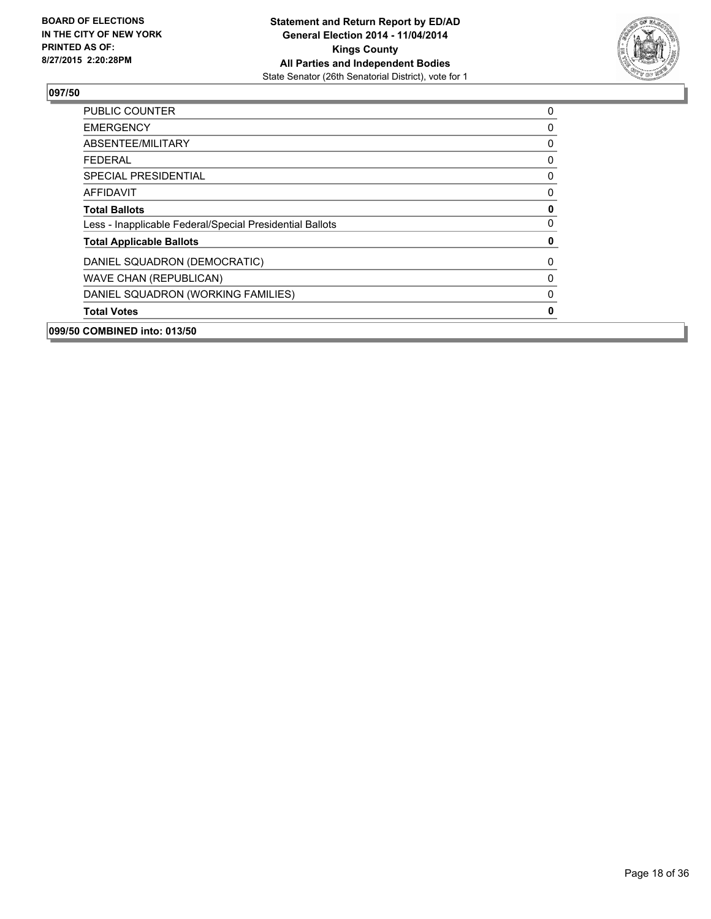## 097/50

| | |
|---|---|
| PUBLIC COUNTER | 0 |
| EMERGENCY | 0 |
| ABSENTEE/MILITARY | 0 |
| FEDERAL | 0 |
| SPECIAL PRESIDENTIAL | 0 |
| AFFIDAVIT | 0 |
| **Total Ballots** | **0** |
| Less - Inapplicable Federal/Special Presidential Ballots | 0 |
| **Total Applicable Ballots** | **0** |
| DANIEL SQUADRON (DEMOCRATIC) | 0 |
| WAVE CHAN (REPUBLICAN) | 0 |
| DANIEL SQUADRON (WORKING FAMILIES) | 0 |
| **Total Votes** | **0** |

## 099/50 COMBINED into: 013/50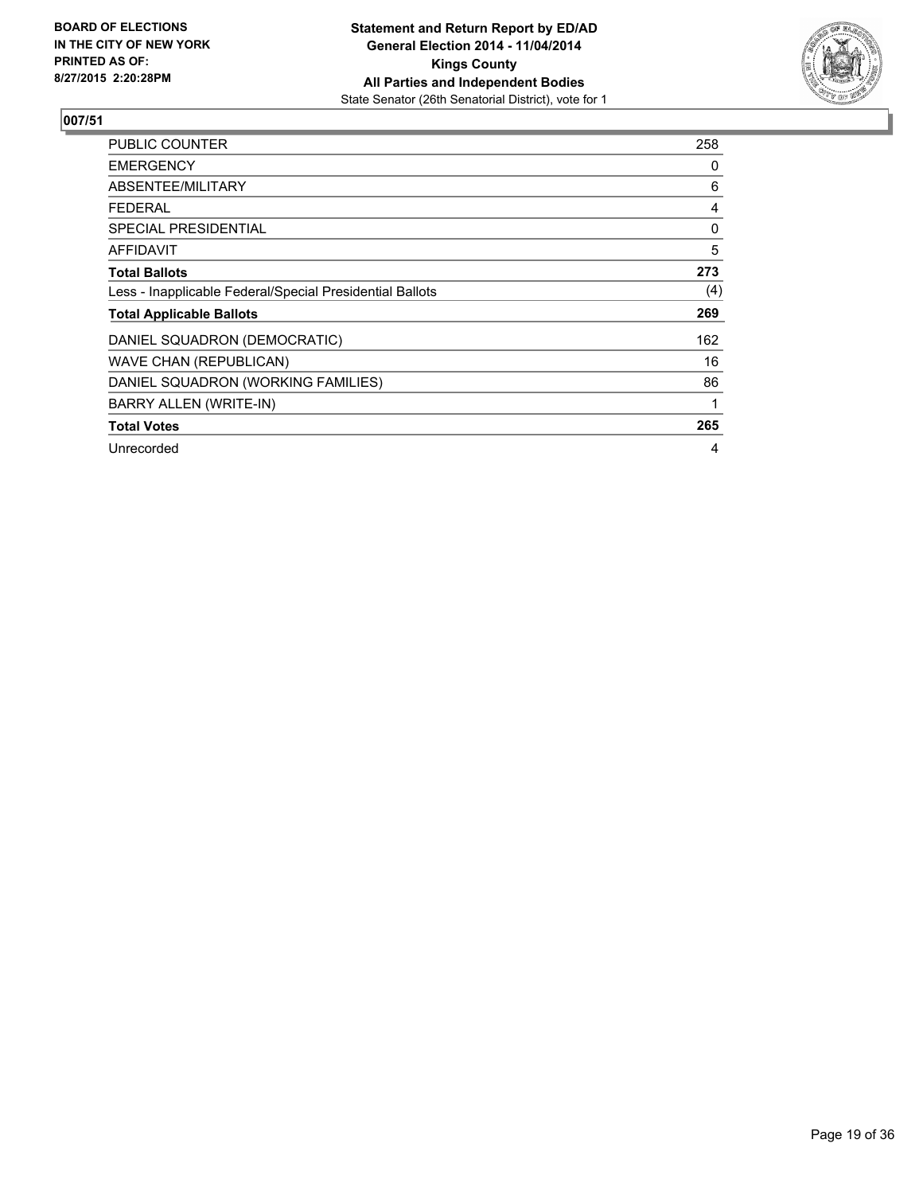**BOARD OF ELECTIONS IN THE CITY OF NEW YORK PRINTED AS OF: 8/27/2015 2:20:28PM**

**Statement and Return Report by ED/AD General Election 2014 - 11/04/2014 Kings County All Parties and Independent Bodies**
State Senator (26th Senatorial District), vote for 1

## 007/51

| | |
|---|---|
| PUBLIC COUNTER | 258 |
| EMERGENCY | 0 |
| ABSENTEE/MILITARY | 6 |
| FEDERAL | 4 |
| SPECIAL PRESIDENTIAL | 0 |
| AFFIDAVIT | 5 |
| **Total Ballots** | **273** |
| Less - Inapplicable Federal/Special Presidential Ballots | (4) |
| **Total Applicable Ballots** | **269** |
| DANIEL SQUADRON (DEMOCRATIC) | 162 |
| WAVE CHAN (REPUBLICAN) | 16 |
| DANIEL SQUADRON (WORKING FAMILIES) | 86 |
| BARRY ALLEN (WRITE-IN) | 1 |
| **Total Votes** | **265** |
| Unrecorded | 4 |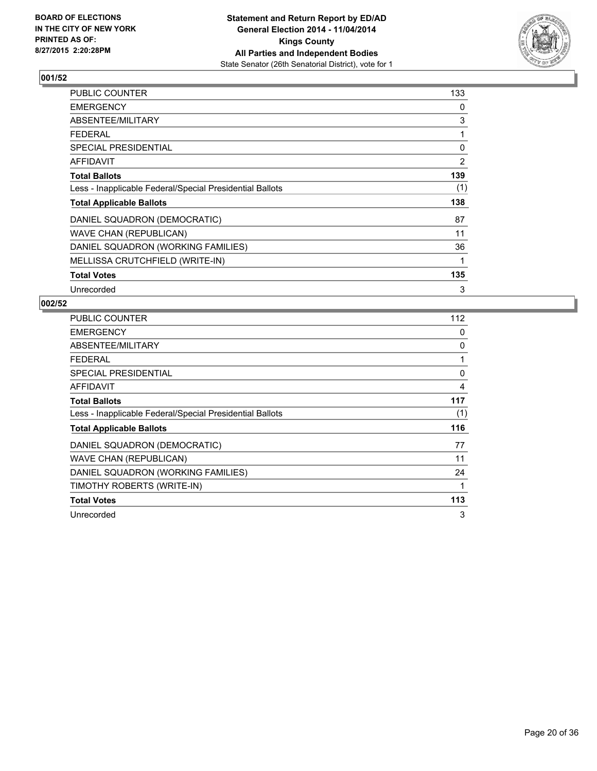**BOARD OF ELECTIONS IN THE CITY OF NEW YORK PRINTED AS OF: 8/27/2015 2:20:28PM**

**Statement and Return Report by ED/AD**
**General Election 2014 - 11/04/2014**
**Kings County**
**All Parties and Independent Bodies**
State Senator (26th Senatorial District), vote for 1

### 001/52

| | |
|---|---|
| PUBLIC COUNTER | 133 |
| EMERGENCY | 0 |
| ABSENTEE/MILITARY | 3 |
| FEDERAL | 1 |
| SPECIAL PRESIDENTIAL | 0 |
| AFFIDAVIT | 2 |
| **Total Ballots** | **139** |
| Less - Inapplicable Federal/Special Presidential Ballots | (1) |
| **Total Applicable Ballots** | **138** |
| DANIEL SQUADRON (DEMOCRATIC) | 87 |
| WAVE CHAN (REPUBLICAN) | 11 |
| DANIEL SQUADRON (WORKING FAMILIES) | 36 |
| MELLISSA CRUTCHFIELD (WRITE-IN) | 1 |
| **Total Votes** | **135** |
| Unrecorded | 3 |

### 002/52

| | |
|---|---|
| PUBLIC COUNTER | 112 |
| EMERGENCY | 0 |
| ABSENTEE/MILITARY | 0 |
| FEDERAL | 1 |
| SPECIAL PRESIDENTIAL | 0 |
| AFFIDAVIT | 4 |
| **Total Ballots** | **117** |
| Less - Inapplicable Federal/Special Presidential Ballots | (1) |
| **Total Applicable Ballots** | **116** |
| DANIEL SQUADRON (DEMOCRATIC) | 77 |
| WAVE CHAN (REPUBLICAN) | 11 |
| DANIEL SQUADRON (WORKING FAMILIES) | 24 |
| TIMOTHY ROBERTS (WRITE-IN) | 1 |
| **Total Votes** | **113** |
| Unrecorded | 3 |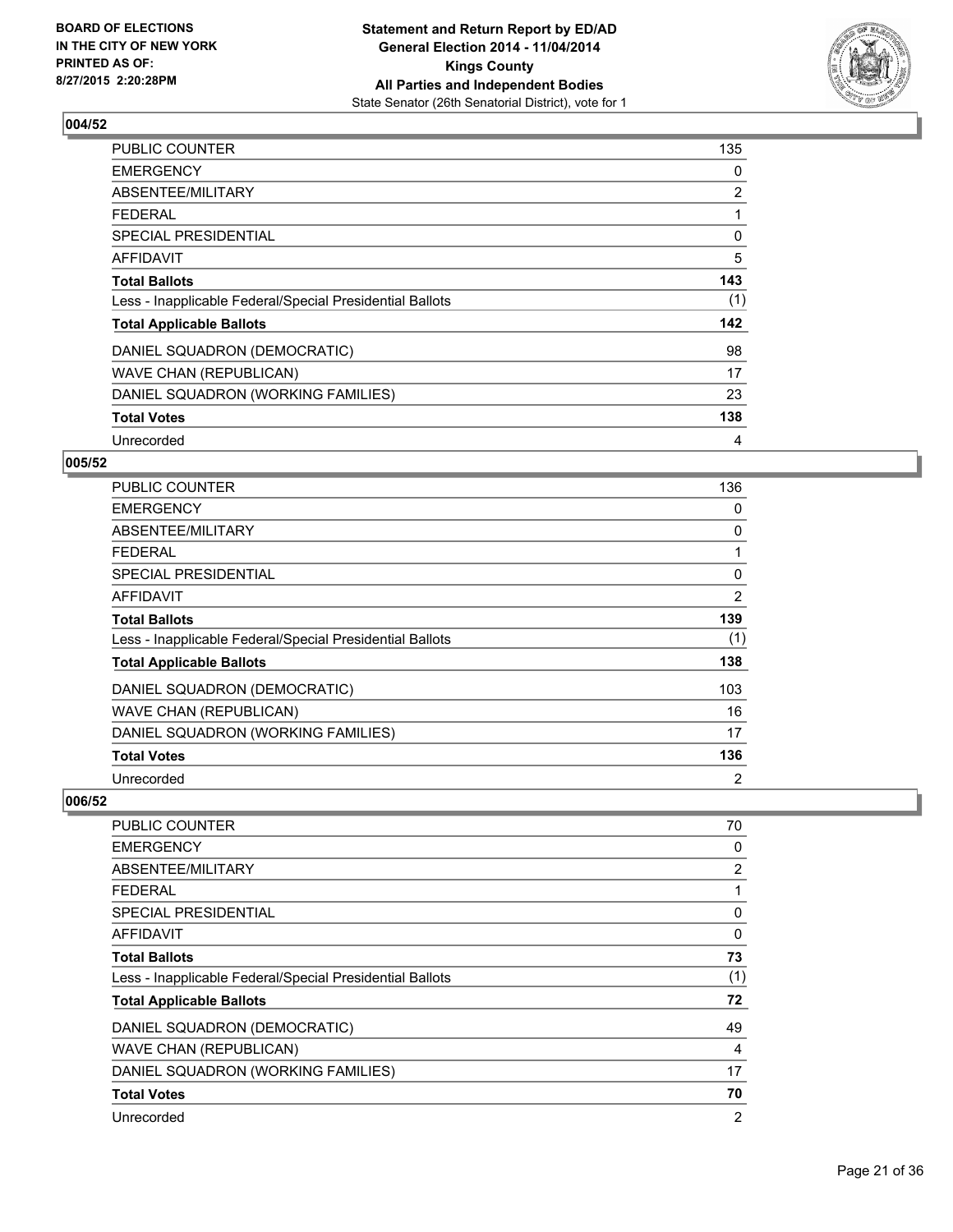## 004/52

| | |
|---|---|
| PUBLIC COUNTER | 135 |
| EMERGENCY | 0 |
| ABSENTEE/MILITARY | 2 |
| FEDERAL | 1 |
| SPECIAL PRESIDENTIAL | 0 |
| AFFIDAVIT | 5 |
| **Total Ballots** | **143** |
| Less - Inapplicable Federal/Special Presidential Ballots | (1) |
| **Total Applicable Ballots** | **142** |
| DANIEL SQUADRON (DEMOCRATIC) | 98 |
| WAVE CHAN (REPUBLICAN) | 17 |
| DANIEL SQUADRON (WORKING FAMILIES) | 23 |
| **Total Votes** | **138** |
| Unrecorded | 4 |

## 005/52

| | |
|---|---|
| PUBLIC COUNTER | 136 |
| EMERGENCY | 0 |
| ABSENTEE/MILITARY | 0 |
| FEDERAL | 1 |
| SPECIAL PRESIDENTIAL | 0 |
| AFFIDAVIT | 2 |
| **Total Ballots** | **139** |
| Less - Inapplicable Federal/Special Presidential Ballots | (1) |
| **Total Applicable Ballots** | **138** |
| DANIEL SQUADRON (DEMOCRATIC) | 103 |
| WAVE CHAN (REPUBLICAN) | 16 |
| DANIEL SQUADRON (WORKING FAMILIES) | 17 |
| **Total Votes** | **136** |
| Unrecorded | 2 |

## 006/52

| | |
|---|---|
| PUBLIC COUNTER | 70 |
| EMERGENCY | 0 |
| ABSENTEE/MILITARY | 2 |
| FEDERAL | 1 |
| SPECIAL PRESIDENTIAL | 0 |
| AFFIDAVIT | 0 |
| **Total Ballots** | **73** |
| Less - Inapplicable Federal/Special Presidential Ballots | (1) |
| **Total Applicable Ballots** | **72** |
| DANIEL SQUADRON (DEMOCRATIC) | 49 |
| WAVE CHAN (REPUBLICAN) | 4 |
| DANIEL SQUADRON (WORKING FAMILIES) | 17 |
| **Total Votes** | **70** |
| Unrecorded | 2 |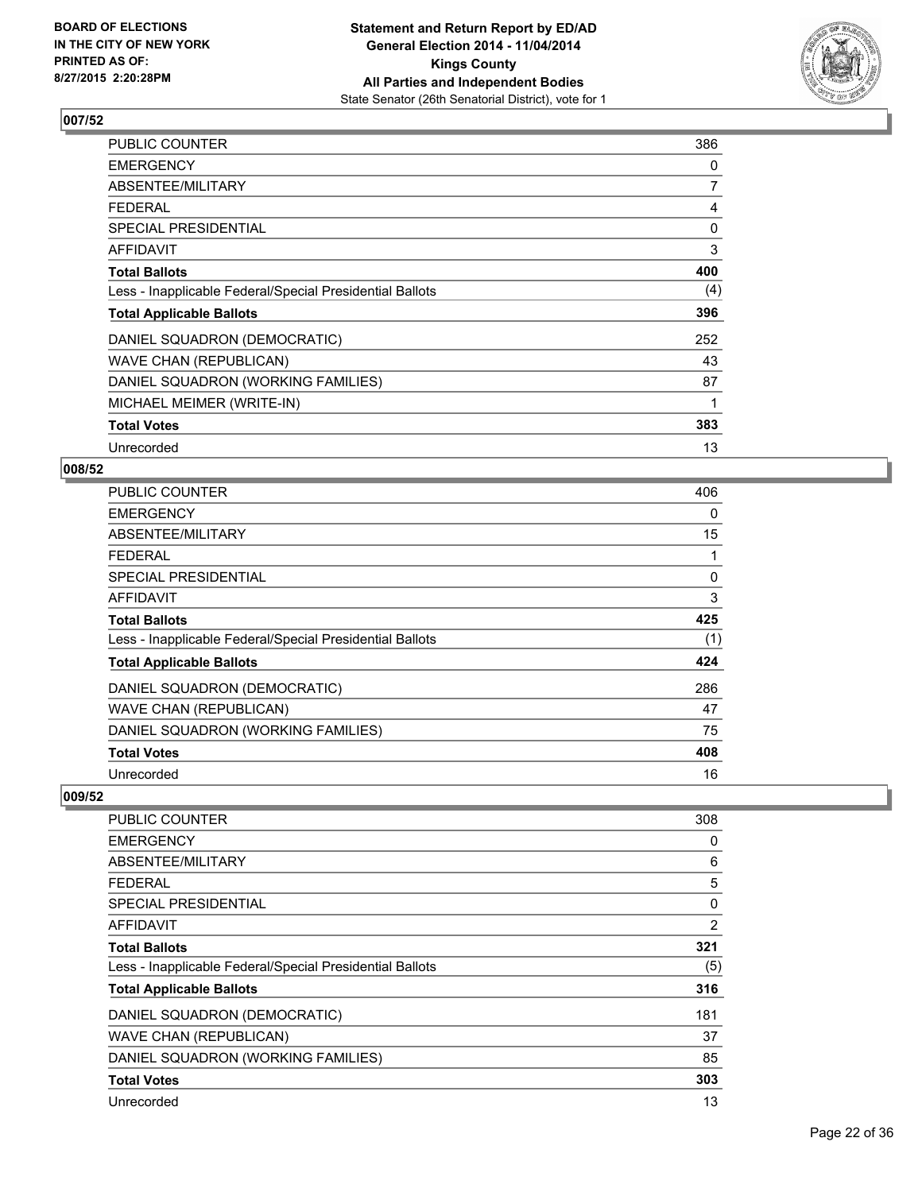# Statement and Return Report by ED/AD
## General Election 2014 - 11/04/2014
## Kings County
## All Parties and Independent Bodies
### State Senator (26th Senatorial District), vote for 1

BOARD OF ELECTIONS IN THE CITY OF NEW YORK PRINTED AS OF: 8/27/2015 2:20:28PM

### 007/52

| | |
|---|---|
| PUBLIC COUNTER | 386 |
| EMERGENCY | 0 |
| ABSENTEE/MILITARY | 7 |
| FEDERAL | 4 |
| SPECIAL PRESIDENTIAL | 0 |
| AFFIDAVIT | 3 |
| **Total Ballots** | **400** |
| Less - Inapplicable Federal/Special Presidential Ballots | (4) |
| **Total Applicable Ballots** | **396** |
| DANIEL SQUADRON (DEMOCRATIC) | 252 |
| WAVE CHAN (REPUBLICAN) | 43 |
| DANIEL SQUADRON (WORKING FAMILIES) | 87 |
| MICHAEL MEIMER (WRITE-IN) | 1 |
| **Total Votes** | **383** |
| Unrecorded | 13 |

### 008/52

| | |
|---|---|
| PUBLIC COUNTER | 406 |
| EMERGENCY | 0 |
| ABSENTEE/MILITARY | 15 |
| FEDERAL | 1 |
| SPECIAL PRESIDENTIAL | 0 |
| AFFIDAVIT | 3 |
| **Total Ballots** | **425** |
| Less - Inapplicable Federal/Special Presidential Ballots | (1) |
| **Total Applicable Ballots** | **424** |
| DANIEL SQUADRON (DEMOCRATIC) | 286 |
| WAVE CHAN (REPUBLICAN) | 47 |
| DANIEL SQUADRON (WORKING FAMILIES) | 75 |
| **Total Votes** | **408** |
| Unrecorded | 16 |

### 009/52

| | |
|---|---|
| PUBLIC COUNTER | 308 |
| EMERGENCY | 0 |
| ABSENTEE/MILITARY | 6 |
| FEDERAL | 5 |
| SPECIAL PRESIDENTIAL | 0 |
| AFFIDAVIT | 2 |
| **Total Ballots** | **321** |
| Less - Inapplicable Federal/Special Presidential Ballots | (5) |
| **Total Applicable Ballots** | **316** |
| DANIEL SQUADRON (DEMOCRATIC) | 181 |
| WAVE CHAN (REPUBLICAN) | 37 |
| DANIEL SQUADRON (WORKING FAMILIES) | 85 |
| **Total Votes** | **303** |
| Unrecorded | 13 |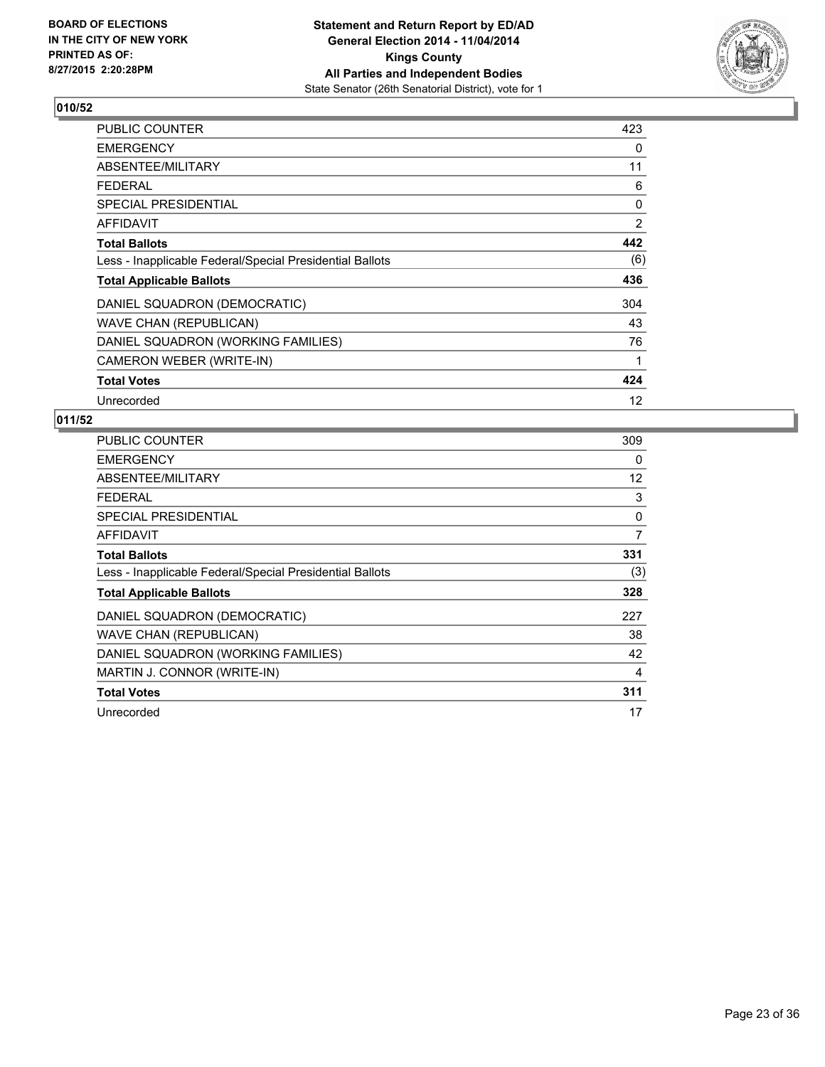BOARD OF ELECTIONS
IN THE CITY OF NEW YORK
PRINTED AS OF:
8/27/2015 2:20:28PM

**Statement and Return Report by ED/AD**
**General Election 2014 - 11/04/2014**
**Kings County**
**All Parties and Independent Bodies**
State Senator (26th Senatorial District), vote for 1

### 010/52

| | |
|---|---|
| PUBLIC COUNTER | 423 |
| EMERGENCY | 0 |
| ABSENTEE/MILITARY | 11 |
| FEDERAL | 6 |
| SPECIAL PRESIDENTIAL | 0 |
| AFFIDAVIT | 2 |
| **Total Ballots** | **442** |
| Less - Inapplicable Federal/Special Presidential Ballots | (6) |
| **Total Applicable Ballots** | **436** |
| DANIEL SQUADRON (DEMOCRATIC) | 304 |
| WAVE CHAN (REPUBLICAN) | 43 |
| DANIEL SQUADRON (WORKING FAMILIES) | 76 |
| CAMERON WEBER (WRITE-IN) | 1 |
| **Total Votes** | **424** |
| Unrecorded | 12 |

### 011/52

| | |
|---|---|
| PUBLIC COUNTER | 309 |
| EMERGENCY | 0 |
| ABSENTEE/MILITARY | 12 |
| FEDERAL | 3 |
| SPECIAL PRESIDENTIAL | 0 |
| AFFIDAVIT | 7 |
| **Total Ballots** | **331** |
| Less - Inapplicable Federal/Special Presidential Ballots | (3) |
| **Total Applicable Ballots** | **328** |
| DANIEL SQUADRON (DEMOCRATIC) | 227 |
| WAVE CHAN (REPUBLICAN) | 38 |
| DANIEL SQUADRON (WORKING FAMILIES) | 42 |
| MARTIN J. CONNOR (WRITE-IN) | 4 |
| **Total Votes** | **311** |
| Unrecorded | 17 |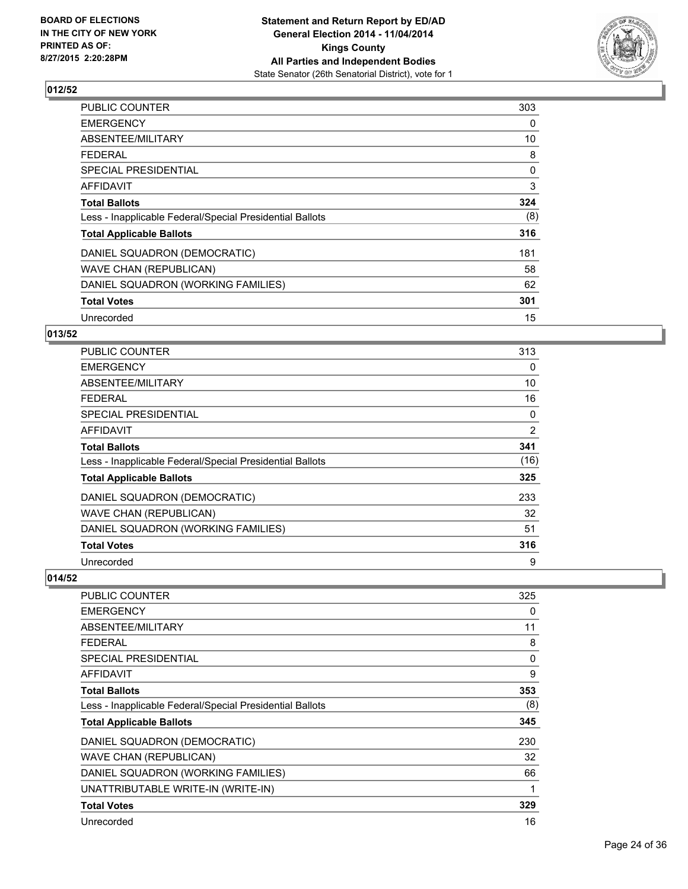BOARD OF ELECTIONS IN THE CITY OF NEW YORK PRINTED AS OF: 8/27/2015 2:20:28PM

**Statement and Return Report by ED/AD**
**General Election 2014 - 11/04/2014**
**Kings County**
**All Parties and Independent Bodies**
State Senator (26th Senatorial District), vote for 1

## 012/52

| | |
|---|---|
| PUBLIC COUNTER | 303 |
| EMERGENCY | 0 |
| ABSENTEE/MILITARY | 10 |
| FEDERAL | 8 |
| SPECIAL PRESIDENTIAL | 0 |
| AFFIDAVIT | 3 |
| **Total Ballots** | **324** |
| Less - Inapplicable Federal/Special Presidential Ballots | (8) |
| **Total Applicable Ballots** | **316** |
| DANIEL SQUADRON (DEMOCRATIC) | 181 |
| WAVE CHAN (REPUBLICAN) | 58 |
| DANIEL SQUADRON (WORKING FAMILIES) | 62 |
| **Total Votes** | **301** |
| Unrecorded | 15 |

## 013/52

| | |
|---|---|
| PUBLIC COUNTER | 313 |
| EMERGENCY | 0 |
| ABSENTEE/MILITARY | 10 |
| FEDERAL | 16 |
| SPECIAL PRESIDENTIAL | 0 |
| AFFIDAVIT | 2 |
| **Total Ballots** | **341** |
| Less - Inapplicable Federal/Special Presidential Ballots | (16) |
| **Total Applicable Ballots** | **325** |
| DANIEL SQUADRON (DEMOCRATIC) | 233 |
| WAVE CHAN (REPUBLICAN) | 32 |
| DANIEL SQUADRON (WORKING FAMILIES) | 51 |
| **Total Votes** | **316** |
| Unrecorded | 9 |

## 014/52

| | |
|---|---|
| PUBLIC COUNTER | 325 |
| EMERGENCY | 0 |
| ABSENTEE/MILITARY | 11 |
| FEDERAL | 8 |
| SPECIAL PRESIDENTIAL | 0 |
| AFFIDAVIT | 9 |
| **Total Ballots** | **353** |
| Less - Inapplicable Federal/Special Presidential Ballots | (8) |
| **Total Applicable Ballots** | **345** |
| DANIEL SQUADRON (DEMOCRATIC) | 230 |
| WAVE CHAN (REPUBLICAN) | 32 |
| DANIEL SQUADRON (WORKING FAMILIES) | 66 |
| UNATTRIBUTABLE WRITE-IN (WRITE-IN) | 1 |
| **Total Votes** | **329** |
| Unrecorded | 16 |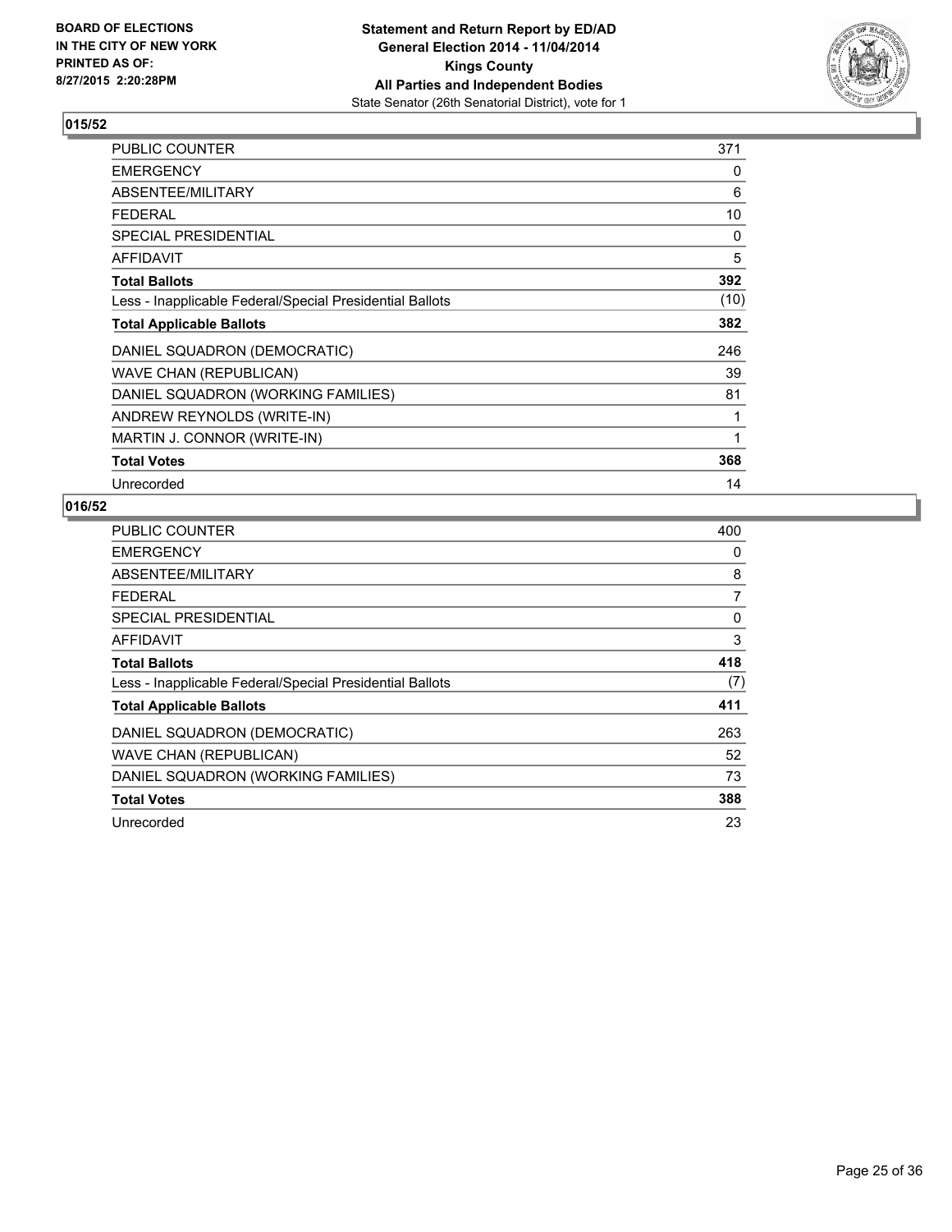**BOARD OF ELECTIONS**
**IN THE CITY OF NEW YORK**
**PRINTED AS OF:**
**8/27/2015 2:20:28PM**

**Statement and Return Report by ED/AD**
**General Election 2014 - 11/04/2014**
**Kings County**
**All Parties and Independent Bodies**
State Senator (26th Senatorial District), vote for 1

### 015/52

| | |
|---|---|
| PUBLIC COUNTER | 371 |
| EMERGENCY | 0 |
| ABSENTEE/MILITARY | 6 |
| FEDERAL | 10 |
| SPECIAL PRESIDENTIAL | 0 |
| AFFIDAVIT | 5 |
| **Total Ballots** | **392** |
| Less - Inapplicable Federal/Special Presidential Ballots | (10) |
| **Total Applicable Ballots** | **382** |
| DANIEL SQUADRON (DEMOCRATIC) | 246 |
| WAVE CHAN (REPUBLICAN) | 39 |
| DANIEL SQUADRON (WORKING FAMILIES) | 81 |
| ANDREW REYNOLDS (WRITE-IN) | 1 |
| MARTIN J. CONNOR (WRITE-IN) | 1 |
| **Total Votes** | **368** |
| Unrecorded | 14 |

### 016/52

| | |
|---|---|
| PUBLIC COUNTER | 400 |
| EMERGENCY | 0 |
| ABSENTEE/MILITARY | 8 |
| FEDERAL | 7 |
| SPECIAL PRESIDENTIAL | 0 |
| AFFIDAVIT | 3 |
| **Total Ballots** | **418** |
| Less - Inapplicable Federal/Special Presidential Ballots | (7) |
| **Total Applicable Ballots** | **411** |
| DANIEL SQUADRON (DEMOCRATIC) | 263 |
| WAVE CHAN (REPUBLICAN) | 52 |
| DANIEL SQUADRON (WORKING FAMILIES) | 73 |
| **Total Votes** | **388** |
| Unrecorded | 23 |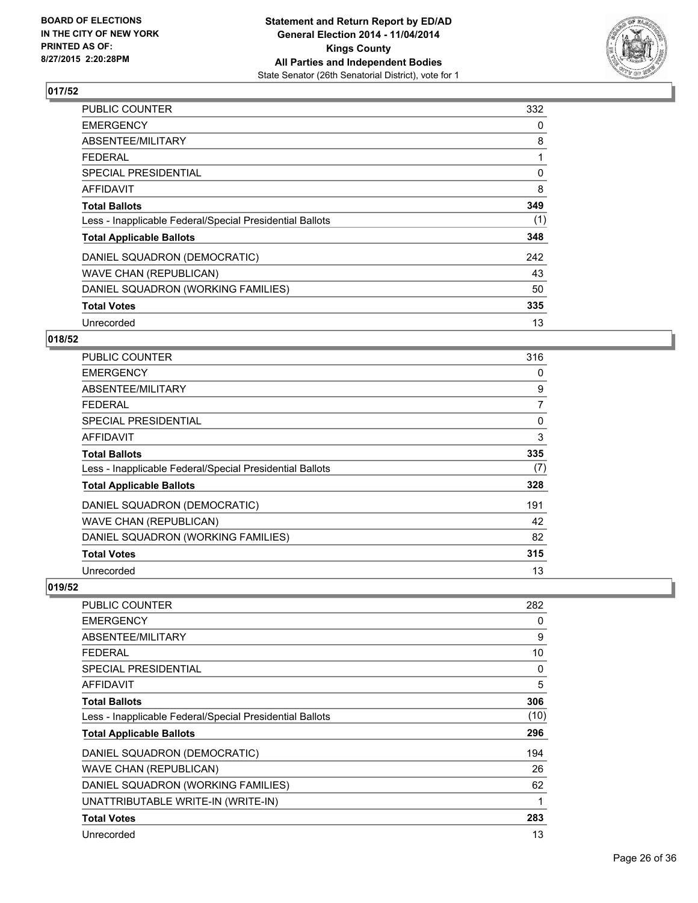**Statement and Return Report by ED/AD**
**General Election 2014 - 11/04/2014**
**Kings County**
**All Parties and Independent Bodies**
State Senator (26th Senatorial District), vote for 1

BOARD OF ELECTIONS IN THE CITY OF NEW YORK PRINTED AS OF: 8/27/2015 2:20:28PM

## 017/52

| | |
|---|---|
| PUBLIC COUNTER | 332 |
| EMERGENCY | 0 |
| ABSENTEE/MILITARY | 8 |
| FEDERAL | 1 |
| SPECIAL PRESIDENTIAL | 0 |
| AFFIDAVIT | 8 |
| **Total Ballots** | **349** |
| Less - Inapplicable Federal/Special Presidential Ballots | (1) |
| **Total Applicable Ballots** | **348** |
| DANIEL SQUADRON (DEMOCRATIC) | 242 |
| WAVE CHAN (REPUBLICAN) | 43 |
| DANIEL SQUADRON (WORKING FAMILIES) | 50 |
| **Total Votes** | **335** |
| Unrecorded | 13 |

## 018/52

| | |
|---|---|
| PUBLIC COUNTER | 316 |
| EMERGENCY | 0 |
| ABSENTEE/MILITARY | 9 |
| FEDERAL | 7 |
| SPECIAL PRESIDENTIAL | 0 |
| AFFIDAVIT | 3 |
| **Total Ballots** | **335** |
| Less - Inapplicable Federal/Special Presidential Ballots | (7) |
| **Total Applicable Ballots** | **328** |
| DANIEL SQUADRON (DEMOCRATIC) | 191 |
| WAVE CHAN (REPUBLICAN) | 42 |
| DANIEL SQUADRON (WORKING FAMILIES) | 82 |
| **Total Votes** | **315** |
| Unrecorded | 13 |

## 019/52

| | |
|---|---|
| PUBLIC COUNTER | 282 |
| EMERGENCY | 0 |
| ABSENTEE/MILITARY | 9 |
| FEDERAL | 10 |
| SPECIAL PRESIDENTIAL | 0 |
| AFFIDAVIT | 5 |
| **Total Ballots** | **306** |
| Less - Inapplicable Federal/Special Presidential Ballots | (10) |
| **Total Applicable Ballots** | **296** |
| DANIEL SQUADRON (DEMOCRATIC) | 194 |
| WAVE CHAN (REPUBLICAN) | 26 |
| DANIEL SQUADRON (WORKING FAMILIES) | 62 |
| UNATTRIBUTABLE WRITE-IN (WRITE-IN) | 1 |
| **Total Votes** | **283** |
| Unrecorded | 13 |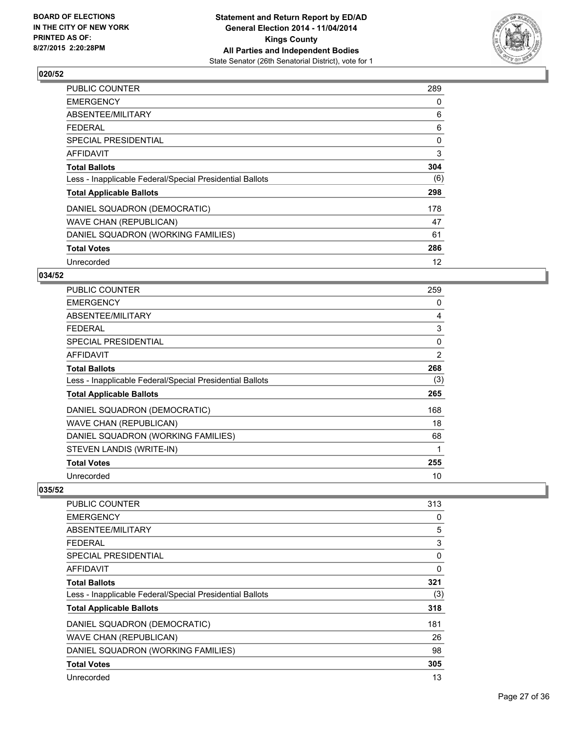**BOARD OF ELECTIONS IN THE CITY OF NEW YORK PRINTED AS OF: 8/27/2015 2:20:28PM**

**Statement and Return Report by ED/AD General Election 2014 - 11/04/2014 Kings County All Parties and Independent Bodies**
State Senator (26th Senatorial District), vote for 1

## 020/52

| | |
|---|---|
| PUBLIC COUNTER | 289 |
| EMERGENCY | 0 |
| ABSENTEE/MILITARY | 6 |
| FEDERAL | 6 |
| SPECIAL PRESIDENTIAL | 0 |
| AFFIDAVIT | 3 |
| **Total Ballots** | **304** |
| Less - Inapplicable Federal/Special Presidential Ballots | (6) |
| **Total Applicable Ballots** | **298** |
| DANIEL SQUADRON (DEMOCRATIC) | 178 |
| WAVE CHAN (REPUBLICAN) | 47 |
| DANIEL SQUADRON (WORKING FAMILIES) | 61 |
| **Total Votes** | **286** |
| Unrecorded | 12 |

## 034/52

| | |
|---|---|
| PUBLIC COUNTER | 259 |
| EMERGENCY | 0 |
| ABSENTEE/MILITARY | 4 |
| FEDERAL | 3 |
| SPECIAL PRESIDENTIAL | 0 |
| AFFIDAVIT | 2 |
| **Total Ballots** | **268** |
| Less - Inapplicable Federal/Special Presidential Ballots | (3) |
| **Total Applicable Ballots** | **265** |
| DANIEL SQUADRON (DEMOCRATIC) | 168 |
| WAVE CHAN (REPUBLICAN) | 18 |
| DANIEL SQUADRON (WORKING FAMILIES) | 68 |
| STEVEN LANDIS (WRITE-IN) | 1 |
| **Total Votes** | **255** |
| Unrecorded | 10 |

## 035/52

| | |
|---|---|
| PUBLIC COUNTER | 313 |
| EMERGENCY | 0 |
| ABSENTEE/MILITARY | 5 |
| FEDERAL | 3 |
| SPECIAL PRESIDENTIAL | 0 |
| AFFIDAVIT | 0 |
| **Total Ballots** | **321** |
| Less - Inapplicable Federal/Special Presidential Ballots | (3) |
| **Total Applicable Ballots** | **318** |
| DANIEL SQUADRON (DEMOCRATIC) | 181 |
| WAVE CHAN (REPUBLICAN) | 26 |
| DANIEL SQUADRON (WORKING FAMILIES) | 98 |
| **Total Votes** | **305** |
| Unrecorded | 13 |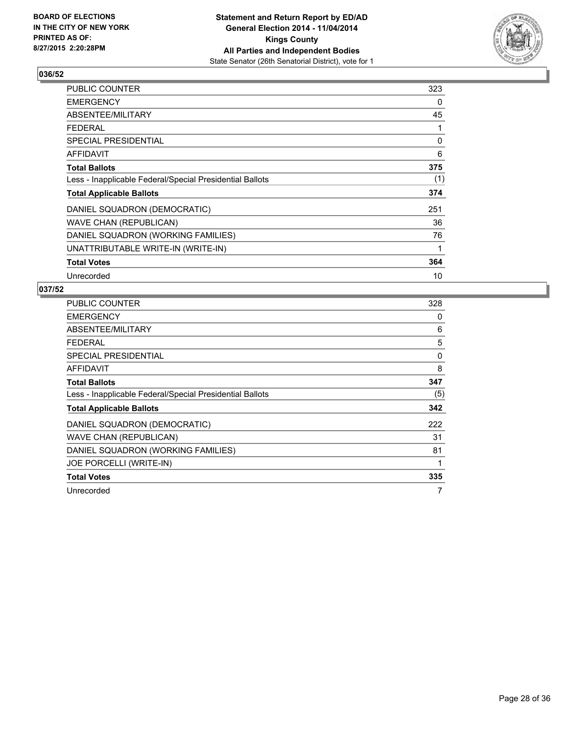BOARD OF ELECTIONS
IN THE CITY OF NEW YORK
PRINTED AS OF:
8/27/2015 2:20:28PM

**Statement and Return Report by ED/AD**
**General Election 2014 - 11/04/2014**
**Kings County**
**All Parties and Independent Bodies**
State Senator (26th Senatorial District), vote for 1

## 036/52

| | |
|---|---|
| PUBLIC COUNTER | 323 |
| EMERGENCY | 0 |
| ABSENTEE/MILITARY | 45 |
| FEDERAL | 1 |
| SPECIAL PRESIDENTIAL | 0 |
| AFFIDAVIT | 6 |
| **Total Ballots** | **375** |
| Less - Inapplicable Federal/Special Presidential Ballots | (1) |
| **Total Applicable Ballots** | **374** |
| DANIEL SQUADRON (DEMOCRATIC) | 251 |
| WAVE CHAN (REPUBLICAN) | 36 |
| DANIEL SQUADRON (WORKING FAMILIES) | 76 |
| UNATTRIBUTABLE WRITE-IN (WRITE-IN) | 1 |
| **Total Votes** | **364** |
| Unrecorded | 10 |

## 037/52

| | |
|---|---|
| PUBLIC COUNTER | 328 |
| EMERGENCY | 0 |
| ABSENTEE/MILITARY | 6 |
| FEDERAL | 5 |
| SPECIAL PRESIDENTIAL | 0 |
| AFFIDAVIT | 8 |
| **Total Ballots** | **347** |
| Less - Inapplicable Federal/Special Presidential Ballots | (5) |
| **Total Applicable Ballots** | **342** |
| DANIEL SQUADRON (DEMOCRATIC) | 222 |
| WAVE CHAN (REPUBLICAN) | 31 |
| DANIEL SQUADRON (WORKING FAMILIES) | 81 |
| JOE PORCELLI (WRITE-IN) | 1 |
| **Total Votes** | **335** |
| Unrecorded | 7 |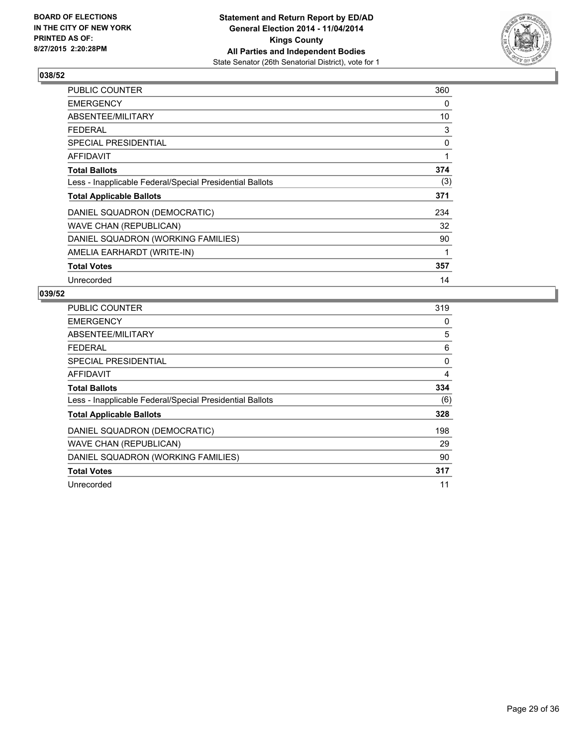BOARD OF ELECTIONS
IN THE CITY OF NEW YORK
PRINTED AS OF:
8/27/2015 2:20:28PM

**Statement and Return Report by ED/AD**
**General Election 2014 - 11/04/2014**
**Kings County**
**All Parties and Independent Bodies**
State Senator (26th Senatorial District), vote for 1

## 038/52

| | |
|---|---|
| PUBLIC COUNTER | 360 |
| EMERGENCY | 0 |
| ABSENTEE/MILITARY | 10 |
| FEDERAL | 3 |
| SPECIAL PRESIDENTIAL | 0 |
| AFFIDAVIT | 1 |
| **Total Ballots** | **374** |
| Less - Inapplicable Federal/Special Presidential Ballots | (3) |
| **Total Applicable Ballots** | **371** |
| DANIEL SQUADRON (DEMOCRATIC) | 234 |
| WAVE CHAN (REPUBLICAN) | 32 |
| DANIEL SQUADRON (WORKING FAMILIES) | 90 |
| AMELIA EARHARDT (WRITE-IN) | 1 |
| **Total Votes** | **357** |
| Unrecorded | 14 |

## 039/52

| | |
|---|---|
| PUBLIC COUNTER | 319 |
| EMERGENCY | 0 |
| ABSENTEE/MILITARY | 5 |
| FEDERAL | 6 |
| SPECIAL PRESIDENTIAL | 0 |
| AFFIDAVIT | 4 |
| **Total Ballots** | **334** |
| Less - Inapplicable Federal/Special Presidential Ballots | (6) |
| **Total Applicable Ballots** | **328** |
| DANIEL SQUADRON (DEMOCRATIC) | 198 |
| WAVE CHAN (REPUBLICAN) | 29 |
| DANIEL SQUADRON (WORKING FAMILIES) | 90 |
| **Total Votes** | **317** |
| Unrecorded | 11 |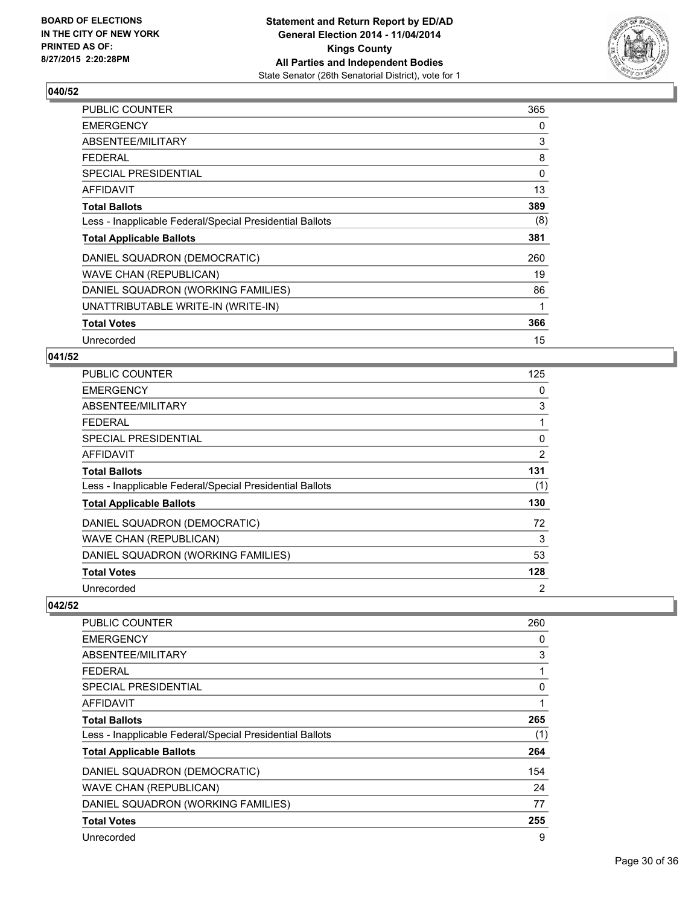BOARD OF ELECTIONS
IN THE CITY OF NEW YORK
PRINTED AS OF:
8/27/2015 2:20:28PM

**Statement and Return Report by ED/AD**
**General Election 2014 - 11/04/2014**
**Kings County**
**All Parties and Independent Bodies**
State Senator (26th Senatorial District), vote for 1

## 040/52

| | |
|---|---|
| PUBLIC COUNTER | 365 |
| EMERGENCY | 0 |
| ABSENTEE/MILITARY | 3 |
| FEDERAL | 8 |
| SPECIAL PRESIDENTIAL | 0 |
| AFFIDAVIT | 13 |
| **Total Ballots** | **389** |
| Less - Inapplicable Federal/Special Presidential Ballots | (8) |
| **Total Applicable Ballots** | **381** |
| DANIEL SQUADRON (DEMOCRATIC) | 260 |
| WAVE CHAN (REPUBLICAN) | 19 |
| DANIEL SQUADRON (WORKING FAMILIES) | 86 |
| UNATTRIBUTABLE WRITE-IN (WRITE-IN) | 1 |
| **Total Votes** | **366** |
| Unrecorded | 15 |

## 041/52

| | |
|---|---|
| PUBLIC COUNTER | 125 |
| EMERGENCY | 0 |
| ABSENTEE/MILITARY | 3 |
| FEDERAL | 1 |
| SPECIAL PRESIDENTIAL | 0 |
| AFFIDAVIT | 2 |
| **Total Ballots** | **131** |
| Less - Inapplicable Federal/Special Presidential Ballots | (1) |
| **Total Applicable Ballots** | **130** |
| DANIEL SQUADRON (DEMOCRATIC) | 72 |
| WAVE CHAN (REPUBLICAN) | 3 |
| DANIEL SQUADRON (WORKING FAMILIES) | 53 |
| **Total Votes** | **128** |
| Unrecorded | 2 |

## 042/52

| | |
|---|---|
| PUBLIC COUNTER | 260 |
| EMERGENCY | 0 |
| ABSENTEE/MILITARY | 3 |
| FEDERAL | 1 |
| SPECIAL PRESIDENTIAL | 0 |
| AFFIDAVIT | 1 |
| **Total Ballots** | **265** |
| Less - Inapplicable Federal/Special Presidential Ballots | (1) |
| **Total Applicable Ballots** | **264** |
| DANIEL SQUADRON (DEMOCRATIC) | 154 |
| WAVE CHAN (REPUBLICAN) | 24 |
| DANIEL SQUADRON (WORKING FAMILIES) | 77 |
| **Total Votes** | **255** |
| Unrecorded | 9 |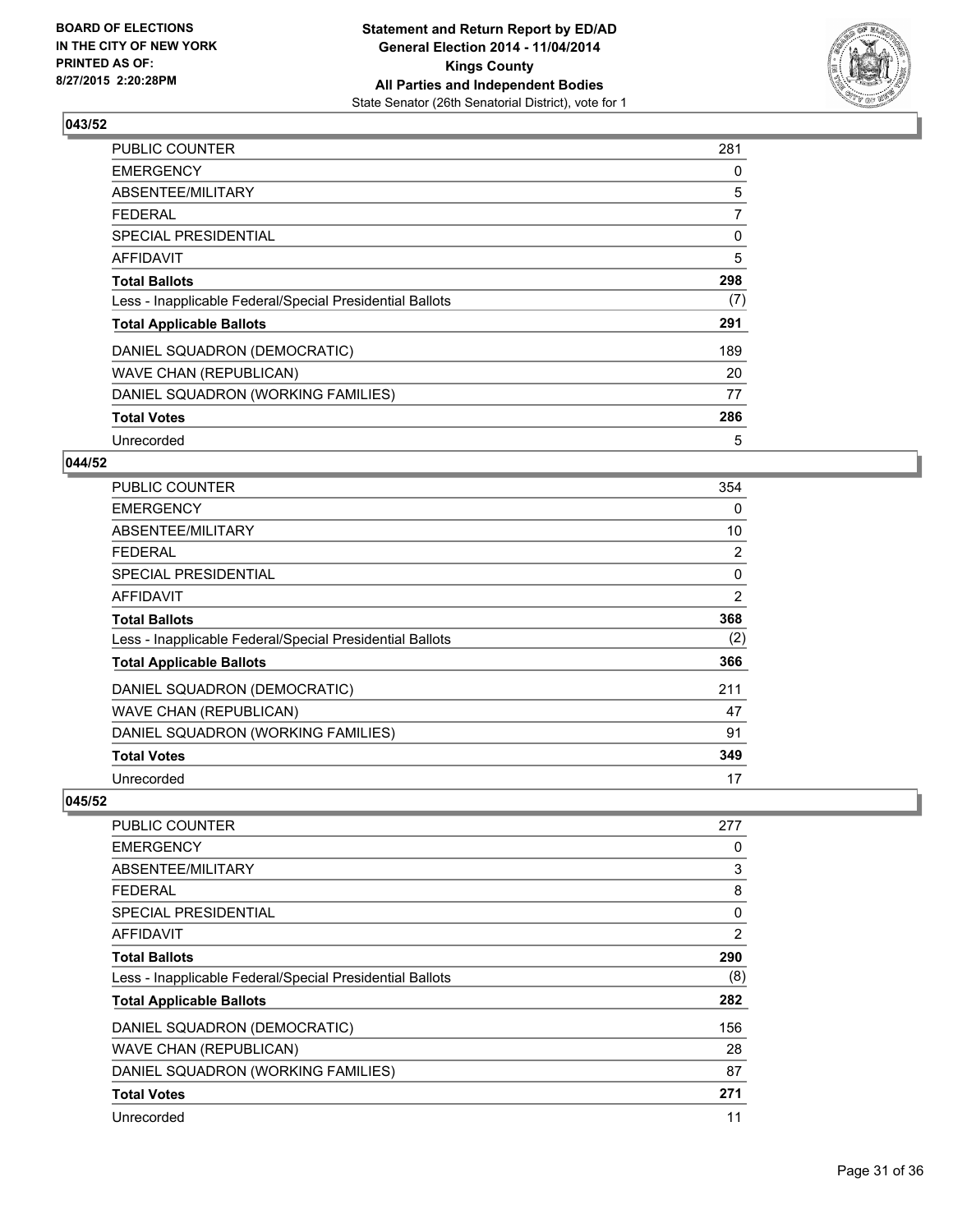**BOARD OF ELECTIONS IN THE CITY OF NEW YORK PRINTED AS OF: 8/27/2015 2:20:28PM**

**Statement and Return Report by ED/AD General Election 2014 - 11/04/2014 Kings County All Parties and Independent Bodies**
State Senator (26th Senatorial District), vote for 1

### 043/52

| | |
|---|---|
| PUBLIC COUNTER | 281 |
| EMERGENCY | 0 |
| ABSENTEE/MILITARY | 5 |
| FEDERAL | 7 |
| SPECIAL PRESIDENTIAL | 0 |
| AFFIDAVIT | 5 |
| **Total Ballots** | **298** |
| Less - Inapplicable Federal/Special Presidential Ballots | (7) |
| **Total Applicable Ballots** | **291** |
| DANIEL SQUADRON (DEMOCRATIC) | 189 |
| WAVE CHAN (REPUBLICAN) | 20 |
| DANIEL SQUADRON (WORKING FAMILIES) | 77 |
| **Total Votes** | **286** |
| Unrecorded | 5 |

### 044/52

| | |
|---|---|
| PUBLIC COUNTER | 354 |
| EMERGENCY | 0 |
| ABSENTEE/MILITARY | 10 |
| FEDERAL | 2 |
| SPECIAL PRESIDENTIAL | 0 |
| AFFIDAVIT | 2 |
| **Total Ballots** | **368** |
| Less - Inapplicable Federal/Special Presidential Ballots | (2) |
| **Total Applicable Ballots** | **366** |
| DANIEL SQUADRON (DEMOCRATIC) | 211 |
| WAVE CHAN (REPUBLICAN) | 47 |
| DANIEL SQUADRON (WORKING FAMILIES) | 91 |
| **Total Votes** | **349** |
| Unrecorded | 17 |

### 045/52

| | |
|---|---|
| PUBLIC COUNTER | 277 |
| EMERGENCY | 0 |
| ABSENTEE/MILITARY | 3 |
| FEDERAL | 8 |
| SPECIAL PRESIDENTIAL | 0 |
| AFFIDAVIT | 2 |
| **Total Ballots** | **290** |
| Less - Inapplicable Federal/Special Presidential Ballots | (8) |
| **Total Applicable Ballots** | **282** |
| DANIEL SQUADRON (DEMOCRATIC) | 156 |
| WAVE CHAN (REPUBLICAN) | 28 |
| DANIEL SQUADRON (WORKING FAMILIES) | 87 |
| **Total Votes** | **271** |
| Unrecorded | 11 |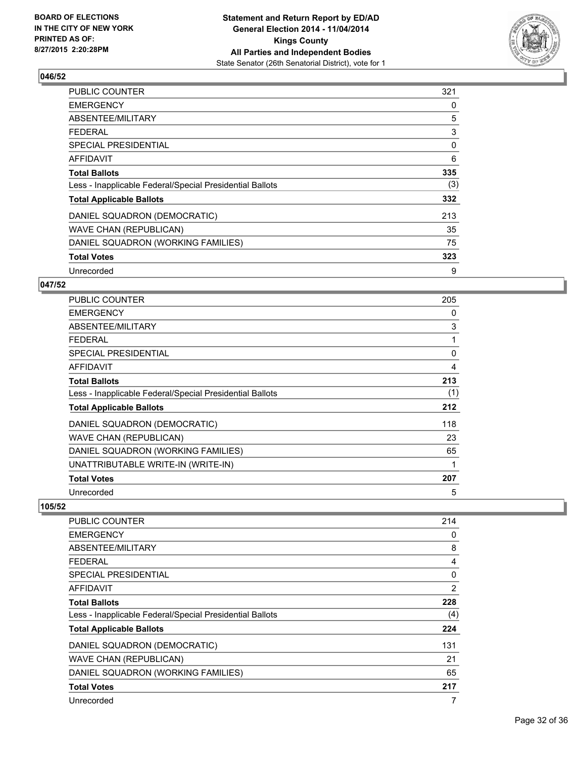**Statement and Return Report by ED/AD**
**General Election 2014 - 11/04/2014**
**Kings County**
**All Parties and Independent Bodies**
State Senator (26th Senatorial District), vote for 1

BOARD OF ELECTIONS
IN THE CITY OF NEW YORK
PRINTED AS OF:
8/27/2015 2:20:28PM

## 046/52

| | |
|---|---|
| PUBLIC COUNTER | 321 |
| EMERGENCY | 0 |
| ABSENTEE/MILITARY | 5 |
| FEDERAL | 3 |
| SPECIAL PRESIDENTIAL | 0 |
| AFFIDAVIT | 6 |
| **Total Ballots** | **335** |
| Less - Inapplicable Federal/Special Presidential Ballots | (3) |
| **Total Applicable Ballots** | **332** |
| DANIEL SQUADRON (DEMOCRATIC) | 213 |
| WAVE CHAN (REPUBLICAN) | 35 |
| DANIEL SQUADRON (WORKING FAMILIES) | 75 |
| **Total Votes** | **323** |
| Unrecorded | 9 |

## 047/52

| | |
|---|---|
| PUBLIC COUNTER | 205 |
| EMERGENCY | 0 |
| ABSENTEE/MILITARY | 3 |
| FEDERAL | 1 |
| SPECIAL PRESIDENTIAL | 0 |
| AFFIDAVIT | 4 |
| **Total Ballots** | **213** |
| Less - Inapplicable Federal/Special Presidential Ballots | (1) |
| **Total Applicable Ballots** | **212** |
| DANIEL SQUADRON (DEMOCRATIC) | 118 |
| WAVE CHAN (REPUBLICAN) | 23 |
| DANIEL SQUADRON (WORKING FAMILIES) | 65 |
| UNATTRIBUTABLE WRITE-IN (WRITE-IN) | 1 |
| **Total Votes** | **207** |
| Unrecorded | 5 |

## 105/52

| | |
|---|---|
| PUBLIC COUNTER | 214 |
| EMERGENCY | 0 |
| ABSENTEE/MILITARY | 8 |
| FEDERAL | 4 |
| SPECIAL PRESIDENTIAL | 0 |
| AFFIDAVIT | 2 |
| **Total Ballots** | **228** |
| Less - Inapplicable Federal/Special Presidential Ballots | (4) |
| **Total Applicable Ballots** | **224** |
| DANIEL SQUADRON (DEMOCRATIC) | 131 |
| WAVE CHAN (REPUBLICAN) | 21 |
| DANIEL SQUADRON (WORKING FAMILIES) | 65 |
| **Total Votes** | **217** |
| Unrecorded | 7 |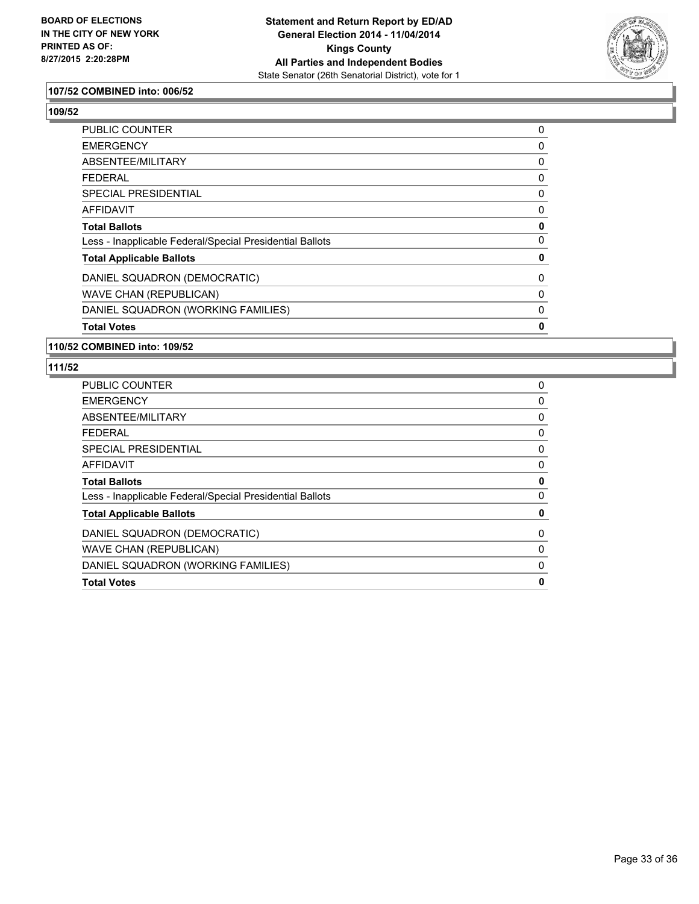**BOARD OF ELECTIONS IN THE CITY OF NEW YORK PRINTED AS OF: 8/27/2015 2:20:28PM**

**Statement and Return Report by ED/AD General Election 2014 - 11/04/2014 Kings County All Parties and Independent Bodies**
State Senator (26th Senatorial District), vote for 1

### 107/52 COMBINED into: 006/52

### 109/52

| | |
|---|---|
| PUBLIC COUNTER | 0 |
| EMERGENCY | 0 |
| ABSENTEE/MILITARY | 0 |
| FEDERAL | 0 |
| SPECIAL PRESIDENTIAL | 0 |
| AFFIDAVIT | 0 |
| **Total Ballots** | **0** |
| Less - Inapplicable Federal/Special Presidential Ballots | 0 |
| **Total Applicable Ballots** | **0** |
| DANIEL SQUADRON (DEMOCRATIC) | 0 |
| WAVE CHAN (REPUBLICAN) | 0 |
| DANIEL SQUADRON (WORKING FAMILIES) | 0 |
| **Total Votes** | **0** |

### 110/52 COMBINED into: 109/52

### 111/52

| | |
|---|---|
| PUBLIC COUNTER | 0 |
| EMERGENCY | 0 |
| ABSENTEE/MILITARY | 0 |
| FEDERAL | 0 |
| SPECIAL PRESIDENTIAL | 0 |
| AFFIDAVIT | 0 |
| **Total Ballots** | **0** |
| Less - Inapplicable Federal/Special Presidential Ballots | 0 |
| **Total Applicable Ballots** | **0** |
| DANIEL SQUADRON (DEMOCRATIC) | 0 |
| WAVE CHAN (REPUBLICAN) | 0 |
| DANIEL SQUADRON (WORKING FAMILIES) | 0 |
| **Total Votes** | **0** |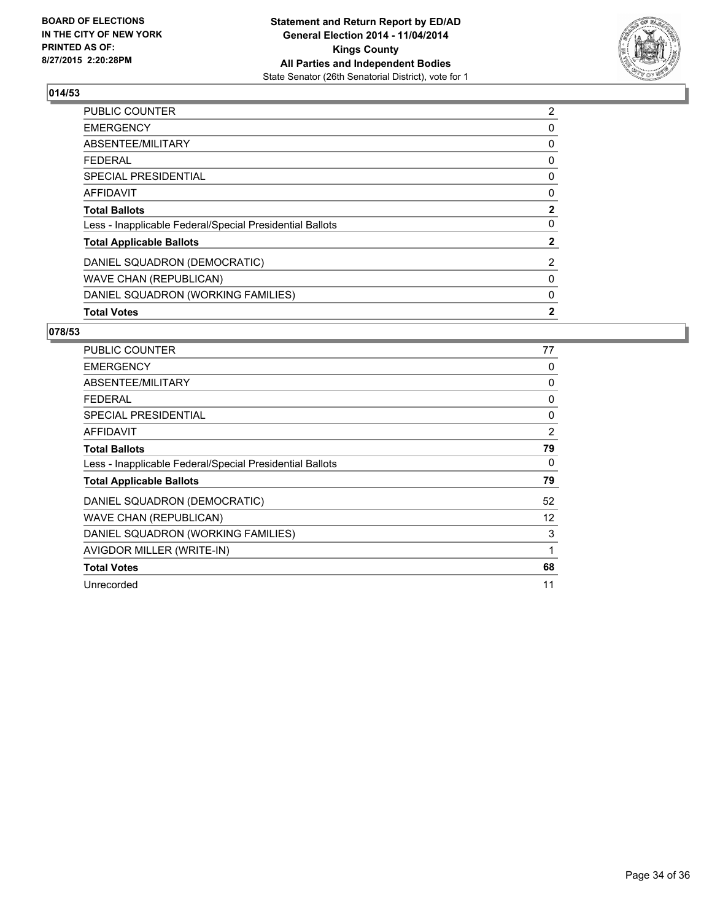**BOARD OF ELECTIONS IN THE CITY OF NEW YORK PRINTED AS OF: 8/27/2015 2:20:28PM**

**Statement and Return Report by ED/AD**
**General Election 2014 - 11/04/2014**
**Kings County**
**All Parties and Independent Bodies**
State Senator (26th Senatorial District), vote for 1

## 014/53

| | |
|---|---|
| PUBLIC COUNTER | 2 |
| EMERGENCY | 0 |
| ABSENTEE/MILITARY | 0 |
| FEDERAL | 0 |
| SPECIAL PRESIDENTIAL | 0 |
| AFFIDAVIT | 0 |
| **Total Ballots** | **2** |
| Less - Inapplicable Federal/Special Presidential Ballots | 0 |
| **Total Applicable Ballots** | **2** |
| DANIEL SQUADRON (DEMOCRATIC) | 2 |
| WAVE CHAN (REPUBLICAN) | 0 |
| DANIEL SQUADRON (WORKING FAMILIES) | 0 |
| **Total Votes** | **2** |

## 078/53

| | |
|---|---|
| PUBLIC COUNTER | 77 |
| EMERGENCY | 0 |
| ABSENTEE/MILITARY | 0 |
| FEDERAL | 0 |
| SPECIAL PRESIDENTIAL | 0 |
| AFFIDAVIT | 2 |
| **Total Ballots** | **79** |
| Less - Inapplicable Federal/Special Presidential Ballots | 0 |
| **Total Applicable Ballots** | **79** |
| DANIEL SQUADRON (DEMOCRATIC) | 52 |
| WAVE CHAN (REPUBLICAN) | 12 |
| DANIEL SQUADRON (WORKING FAMILIES) | 3 |
| AVIGDOR MILLER (WRITE-IN) | 1 |
| **Total Votes** | **68** |
| Unrecorded | 11 |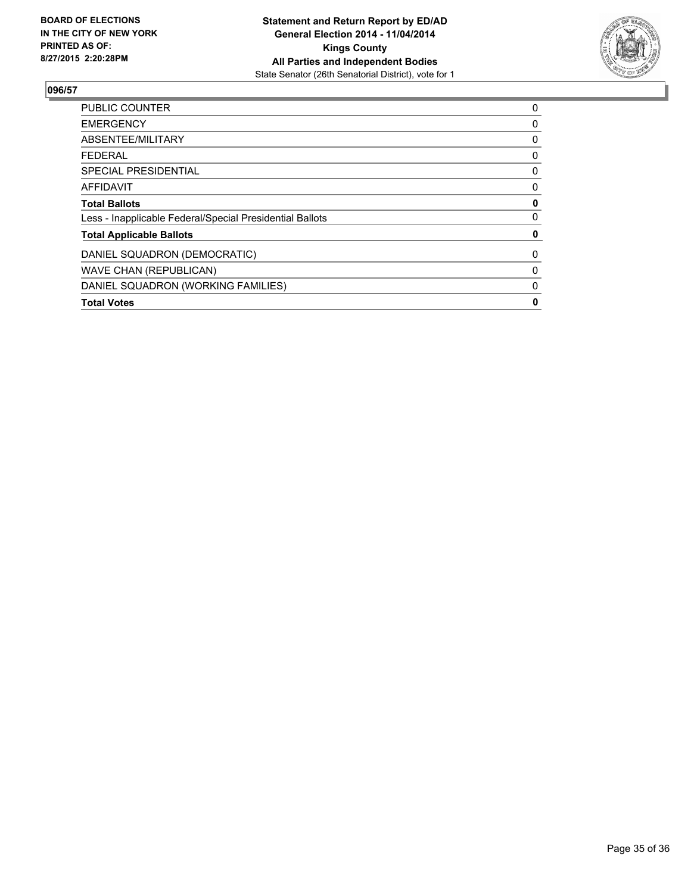**BOARD OF ELECTIONS IN THE CITY OF NEW YORK PRINTED AS OF: 8/27/2015 2:20:28PM**

**Statement and Return Report by ED/AD General Election 2014 - 11/04/2014 Kings County All Parties and Independent Bodies**
State Senator (26th Senatorial District), vote for 1

## 096/57

| | |
|---|---|
| PUBLIC COUNTER | 0 |
| EMERGENCY | 0 |
| ABSENTEE/MILITARY | 0 |
| FEDERAL | 0 |
| SPECIAL PRESIDENTIAL | 0 |
| AFFIDAVIT | 0 |
| **Total Ballots** | **0** |
| Less - Inapplicable Federal/Special Presidential Ballots | 0 |
| **Total Applicable Ballots** | **0** |
| DANIEL SQUADRON (DEMOCRATIC) | 0 |
| WAVE CHAN (REPUBLICAN) | 0 |
| DANIEL SQUADRON (WORKING FAMILIES) | 0 |
| **Total Votes** | **0** |